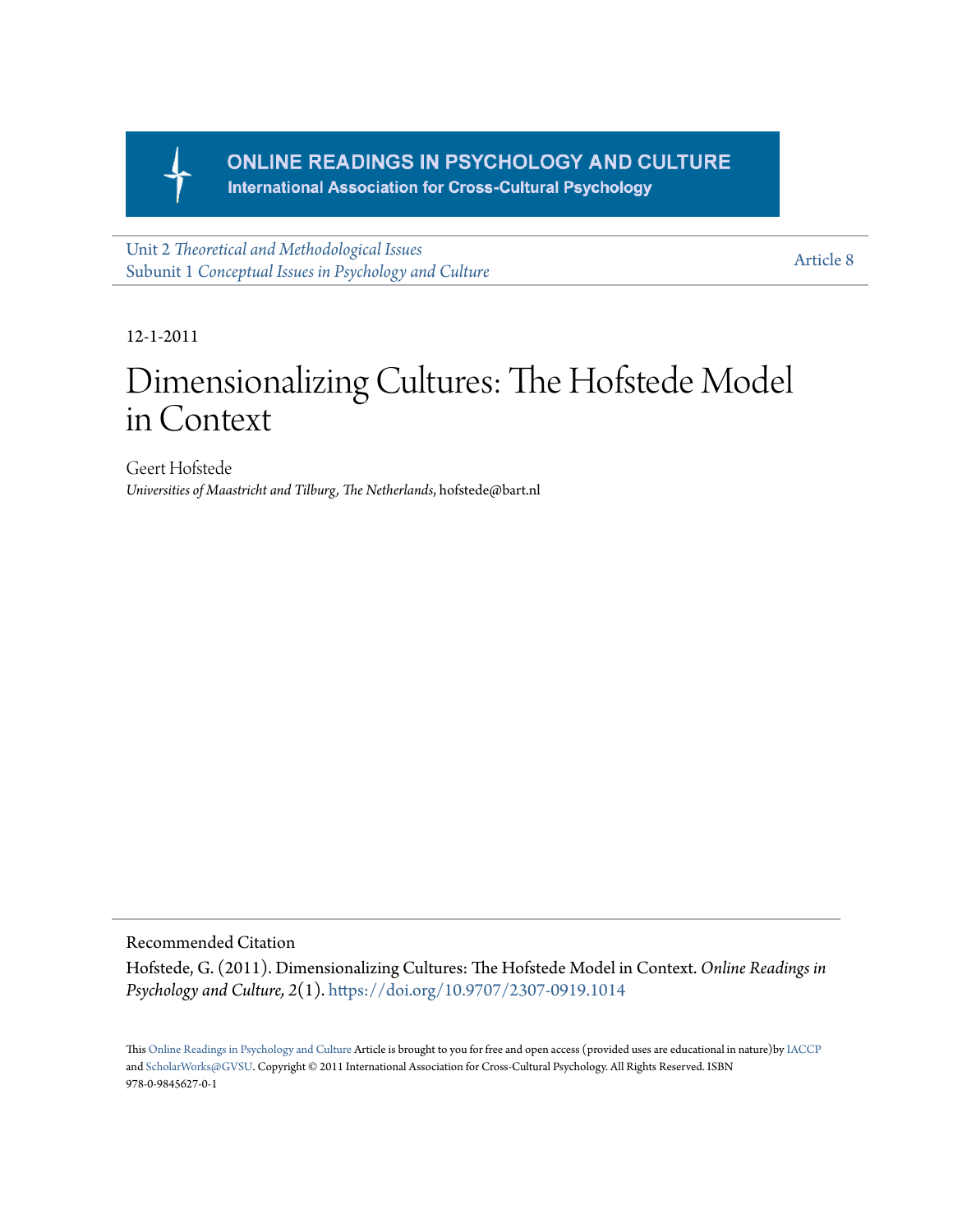ONLINE READINGS IN PSYCHOLOGY AND CULTURE
International Association for Cross-Cultural Psychology

Unit 2 *Theoretical and Methodological Issues*
Subunit 1 *Conceptual Issues in Psychology and Culture*

Article 8

12-1-2011

# Dimensionalizing Cultures: The Hofstede Model in Context

Geert Hofstede
*Universities of Maastricht and Tilburg, The Netherlands*, hofstede@bart.nl

Recommended Citation

Hofstede, G. (2011). Dimensionalizing Cultures: The Hofstede Model in Context. *Online Readings in Psychology and Culture, 2*(1). https://doi.org/10.9707/2307-0919.1014

This Online Readings in Psychology and Culture Article is brought to you for free and open access (provided uses are educational in nature)by IACCP and ScholarWorks@GVSU. Copyright © 2011 International Association for Cross-Cultural Psychology. All Rights Reserved. ISBN 978-0-9845627-0-1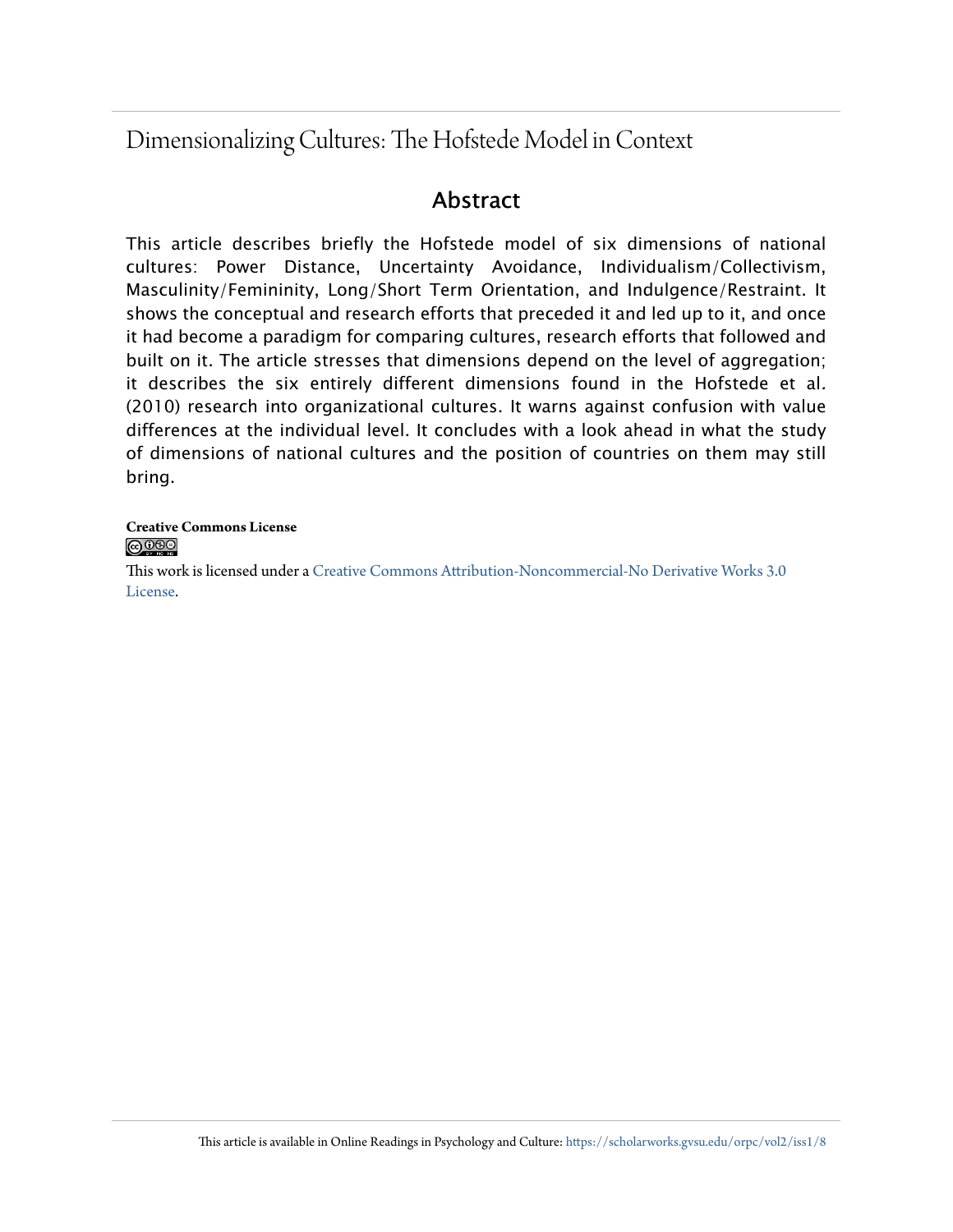# Dimensionalizing Cultures: The Hofstede Model in Context

## Abstract

This article describes briefly the Hofstede model of six dimensions of national cultures: Power Distance, Uncertainty Avoidance, Individualism/Collectivism, Masculinity/Femininity, Long/Short Term Orientation, and Indulgence/Restraint. It shows the conceptual and research efforts that preceded it and led up to it, and once it had become a paradigm for comparing cultures, research efforts that followed and built on it. The article stresses that dimensions depend on the level of aggregation; it describes the six entirely different dimensions found in the Hofstede et al. (2010) research into organizational cultures. It warns against confusion with value differences at the individual level. It concludes with a look ahead in what the study of dimensions of national cultures and the position of countries on them may still bring.

**Creative Commons License**

This work is licensed under a Creative Commons Attribution-Noncommercial-No Derivative Works 3.0 License.

This article is available in Online Readings in Psychology and Culture: https://scholarworks.gvsu.edu/orpc/vol2/iss1/8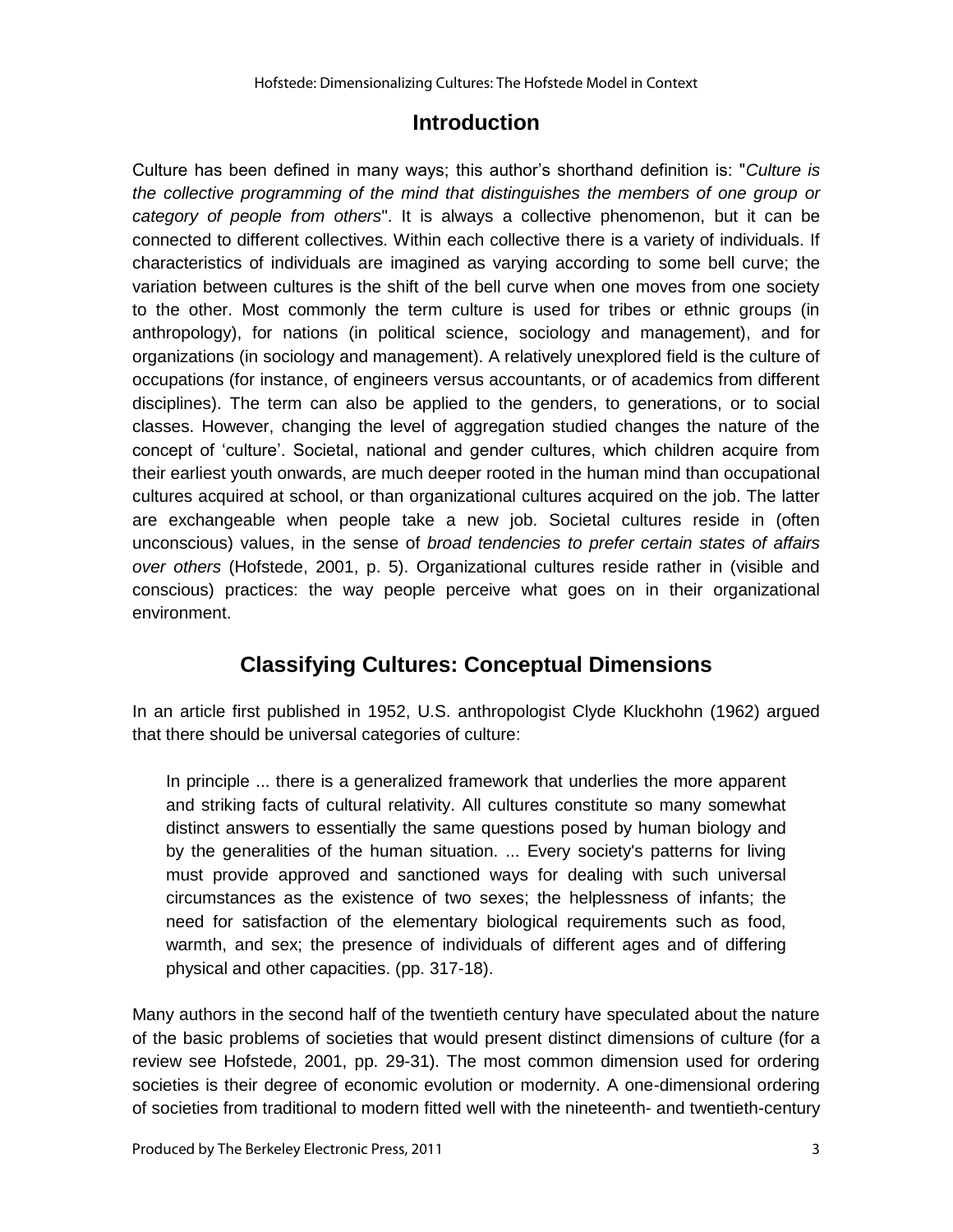## Introduction

Culture has been defined in many ways; this author's shorthand definition is: "*Culture is the collective programming of the mind that distinguishes the members of one group or category of people from others*". It is always a collective phenomenon, but it can be connected to different collectives. Within each collective there is a variety of individuals. If characteristics of individuals are imagined as varying according to some bell curve; the variation between cultures is the shift of the bell curve when one moves from one society to the other. Most commonly the term culture is used for tribes or ethnic groups (in anthropology), for nations (in political science, sociology and management), and for organizations (in sociology and management). A relatively unexplored field is the culture of occupations (for instance, of engineers versus accountants, or of academics from different disciplines). The term can also be applied to the genders, to generations, or to social classes. However, changing the level of aggregation studied changes the nature of the concept of 'culture'. Societal, national and gender cultures, which children acquire from their earliest youth onwards, are much deeper rooted in the human mind than occupational cultures acquired at school, or than organizational cultures acquired on the job. The latter are exchangeable when people take a new job. Societal cultures reside in (often unconscious) values, in the sense of *broad tendencies to prefer certain states of affairs over others* (Hofstede, 2001, p. 5). Organizational cultures reside rather in (visible and conscious) practices: the way people perceive what goes on in their organizational environment.

## Classifying Cultures: Conceptual Dimensions

In an article first published in 1952, U.S. anthropologist Clyde Kluckhohn (1962) argued that there should be universal categories of culture:

> In principle ... there is a generalized framework that underlies the more apparent and striking facts of cultural relativity. All cultures constitute so many somewhat distinct answers to essentially the same questions posed by human biology and by the generalities of the human situation. ... Every society's patterns for living must provide approved and sanctioned ways for dealing with such universal circumstances as the existence of two sexes; the helplessness of infants; the need for satisfaction of the elementary biological requirements such as food, warmth, and sex; the presence of individuals of different ages and of differing physical and other capacities. (pp. 317-18).

Many authors in the second half of the twentieth century have speculated about the nature of the basic problems of societies that would present distinct dimensions of culture (for a review see Hofstede, 2001, pp. 29-31). The most common dimension used for ordering societies is their degree of economic evolution or modernity. A one-dimensional ordering of societies from traditional to modern fitted well with the nineteenth- and twentieth-century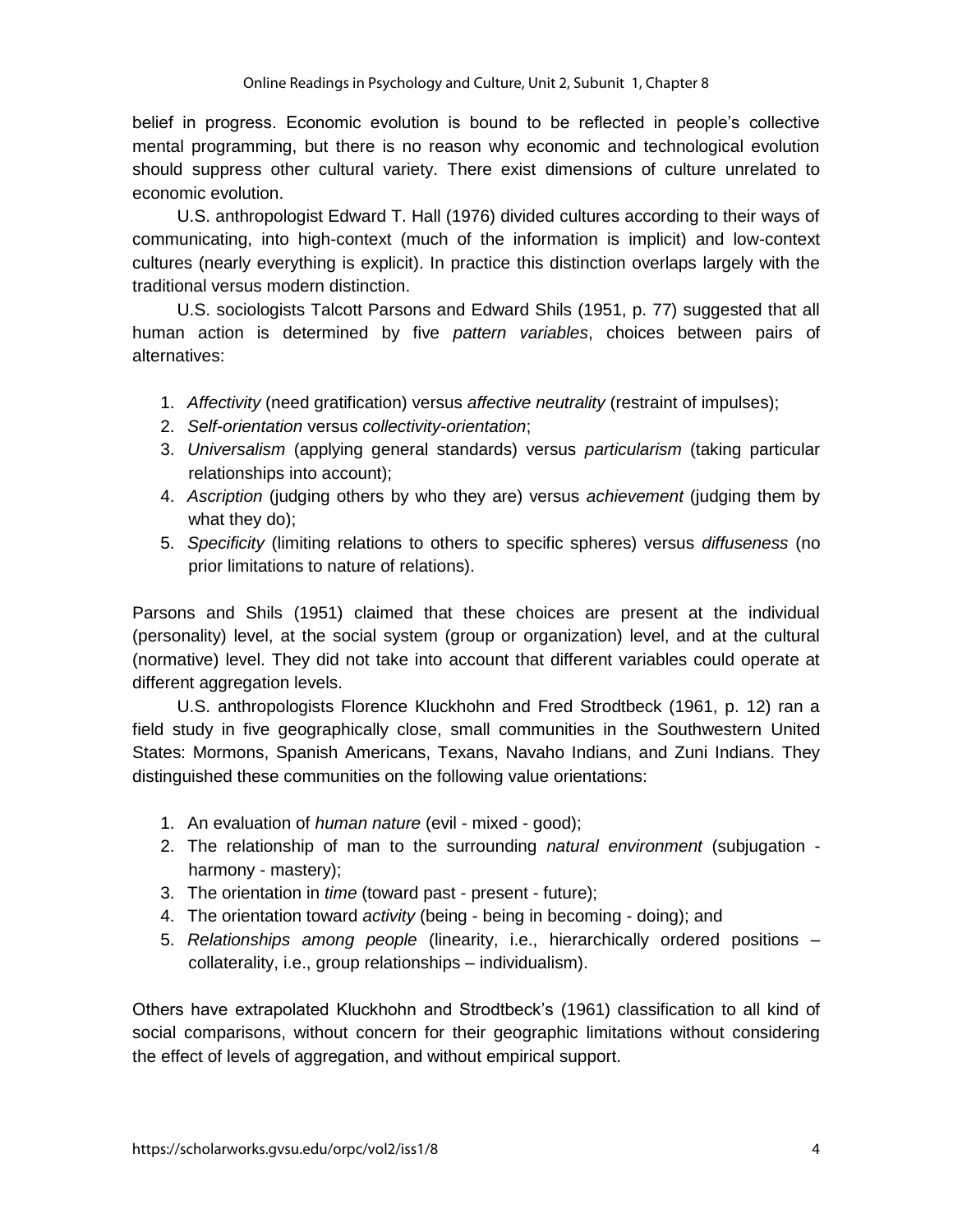belief in progress. Economic evolution is bound to be reflected in people's collective mental programming, but there is no reason why economic and technological evolution should suppress other cultural variety. There exist dimensions of culture unrelated to economic evolution.

U.S. anthropologist Edward T. Hall (1976) divided cultures according to their ways of communicating, into high-context (much of the information is implicit) and low-context cultures (nearly everything is explicit). In practice this distinction overlaps largely with the traditional versus modern distinction.

U.S. sociologists Talcott Parsons and Edward Shils (1951, p. 77) suggested that all human action is determined by five *pattern variables*, choices between pairs of alternatives:

1. *Affectivity* (need gratification) versus *affective neutrality* (restraint of impulses);
2. *Self-orientation* versus *collectivity-orientation*;
3. *Universalism* (applying general standards) versus *particularism* (taking particular relationships into account);
4. *Ascription* (judging others by who they are) versus *achievement* (judging them by what they do);
5. *Specificity* (limiting relations to others to specific spheres) versus *diffuseness* (no prior limitations to nature of relations).

Parsons and Shils (1951) claimed that these choices are present at the individual (personality) level, at the social system (group or organization) level, and at the cultural (normative) level. They did not take into account that different variables could operate at different aggregation levels.

U.S. anthropologists Florence Kluckhohn and Fred Strodtbeck (1961, p. 12) ran a field study in five geographically close, small communities in the Southwestern United States: Mormons, Spanish Americans, Texans, Navaho Indians, and Zuni Indians. They distinguished these communities on the following value orientations:

1. An evaluation of *human nature* (evil - mixed - good);
2. The relationship of man to the surrounding *natural environment* (subjugation - harmony - mastery);
3. The orientation in *time* (toward past - present - future);
4. The orientation toward *activity* (being - being in becoming - doing); and
5. *Relationships among people* (linearity, i.e., hierarchically ordered positions – collaterality, i.e., group relationships – individualism).

Others have extrapolated Kluckhohn and Strodtbeck's (1961) classification to all kind of social comparisons, without concern for their geographic limitations without considering the effect of levels of aggregation, and without empirical support.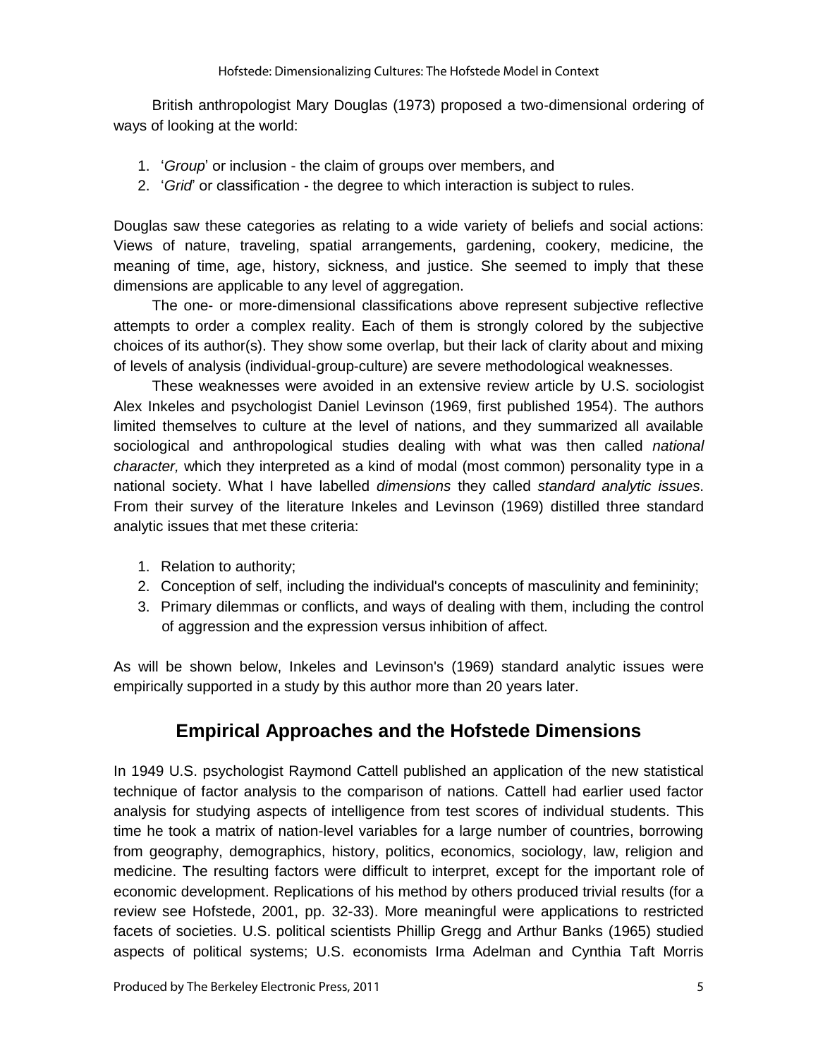British anthropologist Mary Douglas (1973) proposed a two-dimensional ordering of ways of looking at the world:

1. '*Group*' or inclusion - the claim of groups over members, and
2. '*Grid*' or classification - the degree to which interaction is subject to rules.

Douglas saw these categories as relating to a wide variety of beliefs and social actions: Views of nature, traveling, spatial arrangements, gardening, cookery, medicine, the meaning of time, age, history, sickness, and justice. She seemed to imply that these dimensions are applicable to any level of aggregation.

The one- or more-dimensional classifications above represent subjective reflective attempts to order a complex reality. Each of them is strongly colored by the subjective choices of its author(s). They show some overlap, but their lack of clarity about and mixing of levels of analysis (individual-group-culture) are severe methodological weaknesses.

These weaknesses were avoided in an extensive review article by U.S. sociologist Alex Inkeles and psychologist Daniel Levinson (1969, first published 1954). The authors limited themselves to culture at the level of nations, and they summarized all available sociological and anthropological studies dealing with what was then called *national character,* which they interpreted as a kind of modal (most common) personality type in a national society. What I have labelled *dimensions* they called *standard analytic issues*. From their survey of the literature Inkeles and Levinson (1969) distilled three standard analytic issues that met these criteria:

1. Relation to authority;
2. Conception of self, including the individual's concepts of masculinity and femininity;
3. Primary dilemmas or conflicts, and ways of dealing with them, including the control of aggression and the expression versus inhibition of affect.

As will be shown below, Inkeles and Levinson's (1969) standard analytic issues were empirically supported in a study by this author more than 20 years later.

## Empirical Approaches and the Hofstede Dimensions

In 1949 U.S. psychologist Raymond Cattell published an application of the new statistical technique of factor analysis to the comparison of nations. Cattell had earlier used factor analysis for studying aspects of intelligence from test scores of individual students. This time he took a matrix of nation-level variables for a large number of countries, borrowing from geography, demographics, history, politics, economics, sociology, law, religion and medicine. The resulting factors were difficult to interpret, except for the important role of economic development. Replications of his method by others produced trivial results (for a review see Hofstede, 2001, pp. 32-33). More meaningful were applications to restricted facets of societies. U.S. political scientists Phillip Gregg and Arthur Banks (1965) studied aspects of political systems; U.S. economists Irma Adelman and Cynthia Taft Morris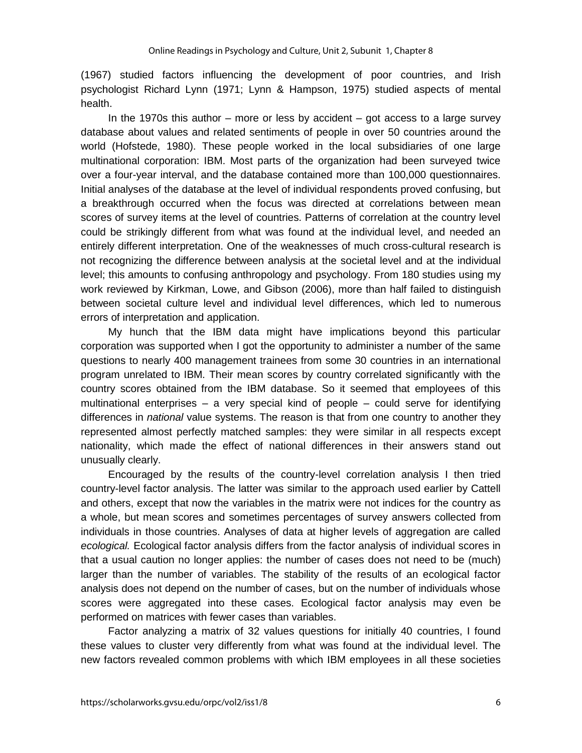(1967) studied factors influencing the development of poor countries, and Irish psychologist Richard Lynn (1971; Lynn & Hampson, 1975) studied aspects of mental health.

In the 1970s this author – more or less by accident – got access to a large survey database about values and related sentiments of people in over 50 countries around the world (Hofstede, 1980). These people worked in the local subsidiaries of one large multinational corporation: IBM. Most parts of the organization had been surveyed twice over a four-year interval, and the database contained more than 100,000 questionnaires. Initial analyses of the database at the level of individual respondents proved confusing, but a breakthrough occurred when the focus was directed at correlations between mean scores of survey items at the level of countries. Patterns of correlation at the country level could be strikingly different from what was found at the individual level, and needed an entirely different interpretation. One of the weaknesses of much cross-cultural research is not recognizing the difference between analysis at the societal level and at the individual level; this amounts to confusing anthropology and psychology. From 180 studies using my work reviewed by Kirkman, Lowe, and Gibson (2006), more than half failed to distinguish between societal culture level and individual level differences, which led to numerous errors of interpretation and application.

My hunch that the IBM data might have implications beyond this particular corporation was supported when I got the opportunity to administer a number of the same questions to nearly 400 management trainees from some 30 countries in an international program unrelated to IBM. Their mean scores by country correlated significantly with the country scores obtained from the IBM database. So it seemed that employees of this multinational enterprises – a very special kind of people – could serve for identifying differences in *national* value systems. The reason is that from one country to another they represented almost perfectly matched samples: they were similar in all respects except nationality, which made the effect of national differences in their answers stand out unusually clearly.

Encouraged by the results of the country-level correlation analysis I then tried country-level factor analysis. The latter was similar to the approach used earlier by Cattell and others, except that now the variables in the matrix were not indices for the country as a whole, but mean scores and sometimes percentages of survey answers collected from individuals in those countries. Analyses of data at higher levels of aggregation are called *ecological.* Ecological factor analysis differs from the factor analysis of individual scores in that a usual caution no longer applies: the number of cases does not need to be (much) larger than the number of variables. The stability of the results of an ecological factor analysis does not depend on the number of cases, but on the number of individuals whose scores were aggregated into these cases. Ecological factor analysis may even be performed on matrices with fewer cases than variables.

Factor analyzing a matrix of 32 values questions for initially 40 countries, I found these values to cluster very differently from what was found at the individual level. The new factors revealed common problems with which IBM employees in all these societies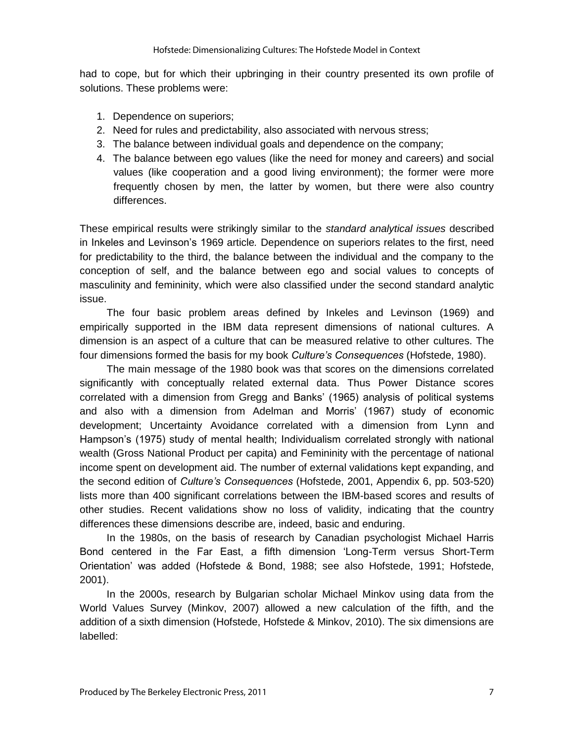had to cope, but for which their upbringing in their country presented its own profile of solutions. These problems were:

1. Dependence on superiors;
2. Need for rules and predictability, also associated with nervous stress;
3. The balance between individual goals and dependence on the company;
4. The balance between ego values (like the need for money and careers) and social values (like cooperation and a good living environment); the former were more frequently chosen by men, the latter by women, but there were also country differences.

These empirical results were strikingly similar to the *standard analytical issues* described in Inkeles and Levinson's 1969 article. Dependence on superiors relates to the first, need for predictability to the third, the balance between the individual and the company to the conception of self, and the balance between ego and social values to concepts of masculinity and femininity, which were also classified under the second standard analytic issue.

The four basic problem areas defined by Inkeles and Levinson (1969) and empirically supported in the IBM data represent dimensions of national cultures. A dimension is an aspect of a culture that can be measured relative to other cultures. The four dimensions formed the basis for my book *Culture's Consequences* (Hofstede, 1980).

The main message of the 1980 book was that scores on the dimensions correlated significantly with conceptually related external data. Thus Power Distance scores correlated with a dimension from Gregg and Banks' (1965) analysis of political systems and also with a dimension from Adelman and Morris' (1967) study of economic development; Uncertainty Avoidance correlated with a dimension from Lynn and Hampson's (1975) study of mental health; Individualism correlated strongly with national wealth (Gross National Product per capita) and Femininity with the percentage of national income spent on development aid. The number of external validations kept expanding, and the second edition of *Culture's Consequences* (Hofstede, 2001, Appendix 6, pp. 503-520) lists more than 400 significant correlations between the IBM-based scores and results of other studies. Recent validations show no loss of validity, indicating that the country differences these dimensions describe are, indeed, basic and enduring.

In the 1980s, on the basis of research by Canadian psychologist Michael Harris Bond centered in the Far East, a fifth dimension 'Long-Term versus Short-Term Orientation' was added (Hofstede & Bond, 1988; see also Hofstede, 1991; Hofstede, 2001).

In the 2000s, research by Bulgarian scholar Michael Minkov using data from the World Values Survey (Minkov, 2007) allowed a new calculation of the fifth, and the addition of a sixth dimension (Hofstede, Hofstede & Minkov, 2010). The six dimensions are labelled: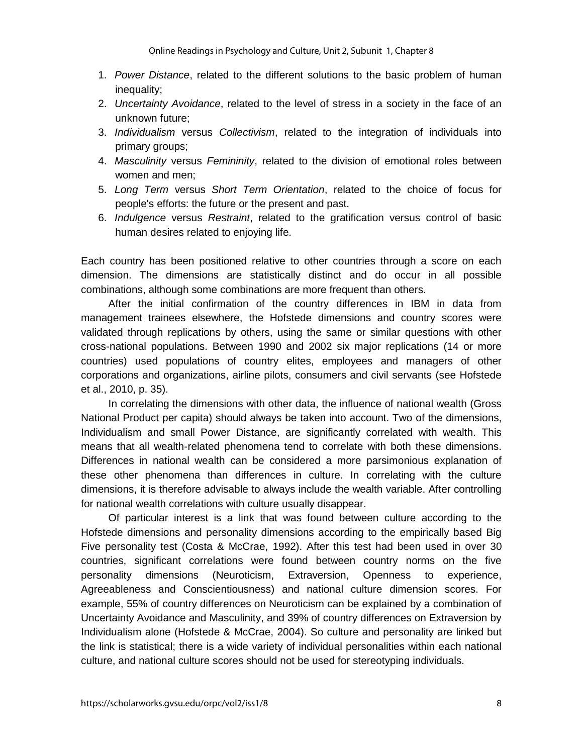1. *Power Distance*, related to the different solutions to the basic problem of human inequality;
2. *Uncertainty Avoidance*, related to the level of stress in a society in the face of an unknown future;
3. *Individualism* versus *Collectivism*, related to the integration of individuals into primary groups;
4. *Masculinity* versus *Femininity*, related to the division of emotional roles between women and men;
5. *Long Term* versus *Short Term Orientation*, related to the choice of focus for people's efforts: the future or the present and past.
6. *Indulgence* versus *Restraint*, related to the gratification versus control of basic human desires related to enjoying life.

Each country has been positioned relative to other countries through a score on each dimension. The dimensions are statistically distinct and do occur in all possible combinations, although some combinations are more frequent than others.

After the initial confirmation of the country differences in IBM in data from management trainees elsewhere, the Hofstede dimensions and country scores were validated through replications by others, using the same or similar questions with other cross-national populations. Between 1990 and 2002 six major replications (14 or more countries) used populations of country elites, employees and managers of other corporations and organizations, airline pilots, consumers and civil servants (see Hofstede et al., 2010, p. 35).

In correlating the dimensions with other data, the influence of national wealth (Gross National Product per capita) should always be taken into account. Two of the dimensions, Individualism and small Power Distance, are significantly correlated with wealth. This means that all wealth-related phenomena tend to correlate with both these dimensions. Differences in national wealth can be considered a more parsimonious explanation of these other phenomena than differences in culture. In correlating with the culture dimensions, it is therefore advisable to always include the wealth variable. After controlling for national wealth correlations with culture usually disappear.

Of particular interest is a link that was found between culture according to the Hofstede dimensions and personality dimensions according to the empirically based Big Five personality test (Costa & McCrae, 1992). After this test had been used in over 30 countries, significant correlations were found between country norms on the five personality dimensions (Neuroticism, Extraversion, Openness to experience, Agreeableness and Conscientiousness) and national culture dimension scores. For example, 55% of country differences on Neuroticism can be explained by a combination of Uncertainty Avoidance and Masculinity, and 39% of country differences on Extraversion by Individualism alone (Hofstede & McCrae, 2004). So culture and personality are linked but the link is statistical; there is a wide variety of individual personalities within each national culture, and national culture scores should not be used for stereotyping individuals.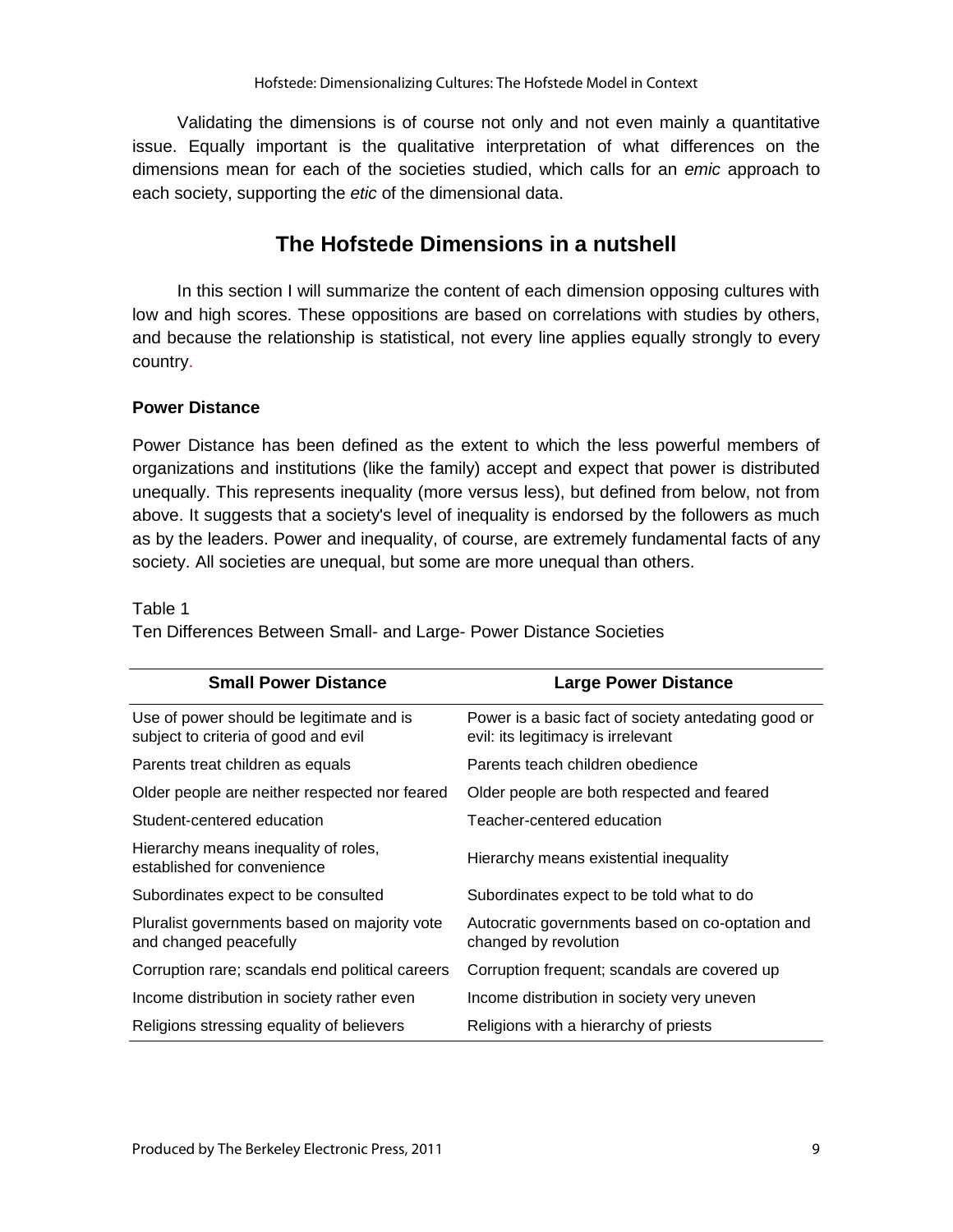Validating the dimensions is of course not only and not even mainly a quantitative issue. Equally important is the qualitative interpretation of what differences on the dimensions mean for each of the societies studied, which calls for an *emic* approach to each society, supporting the *etic* of the dimensional data.

## The Hofstede Dimensions in a nutshell

In this section I will summarize the content of each dimension opposing cultures with low and high scores. These oppositions are based on correlations with studies by others, and because the relationship is statistical, not every line applies equally strongly to every country.

### Power Distance

Power Distance has been defined as the extent to which the less powerful members of organizations and institutions (like the family) accept and expect that power is distributed unequally. This represents inequality (more versus less), but defined from below, not from above. It suggests that a society's level of inequality is endorsed by the followers as much as by the leaders. Power and inequality, of course, are extremely fundamental facts of any society. All societies are unequal, but some are more unequal than others.

Table 1
Ten Differences Between Small- and Large- Power Distance Societies

| Small Power Distance | Large Power Distance |
|---|---|
| Use of power should be legitimate and is subject to criteria of good and evil | Power is a basic fact of society antedating good or evil: its legitimacy is irrelevant |
| Parents treat children as equals | Parents teach children obedience |
| Older people are neither respected nor feared | Older people are both respected and feared |
| Student-centered education | Teacher-centered education |
| Hierarchy means inequality of roles, established for convenience | Hierarchy means existential inequality |
| Subordinates expect to be consulted | Subordinates expect to be told what to do |
| Pluralist governments based on majority vote and changed peacefully | Autocratic governments based on co-optation and changed by revolution |
| Corruption rare; scandals end political careers | Corruption frequent; scandals are covered up |
| Income distribution in society rather even | Income distribution in society very uneven |
| Religions stressing equality of believers | Religions with a hierarchy of priests |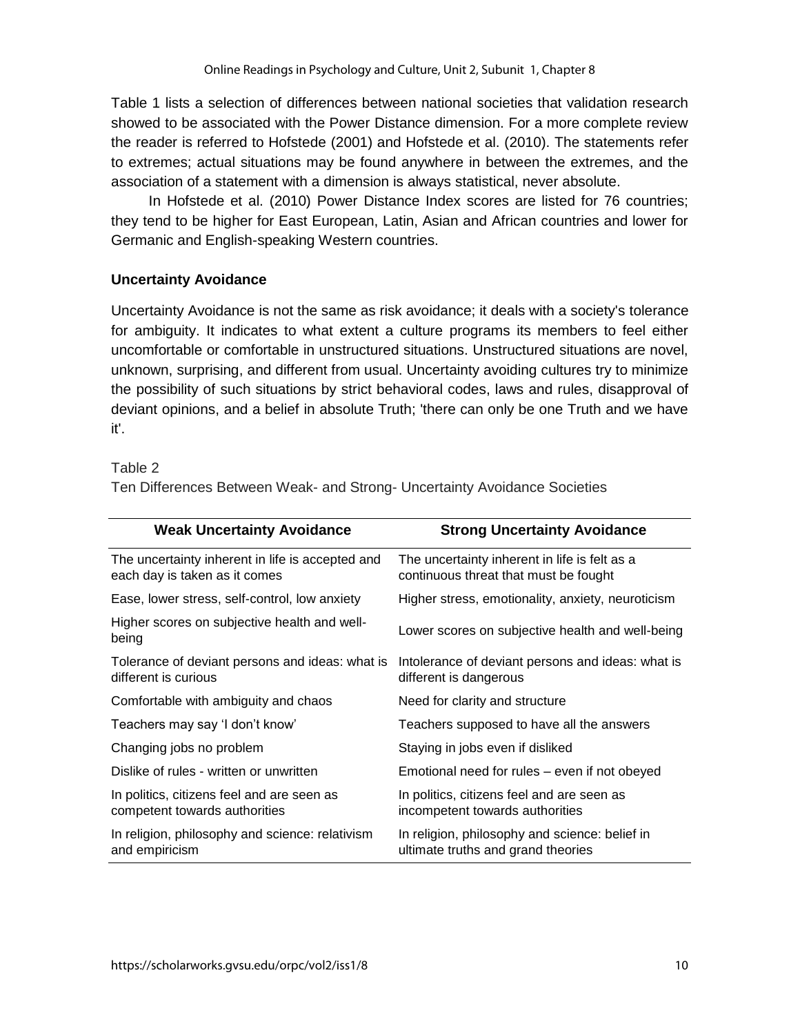Table 1 lists a selection of differences between national societies that validation research showed to be associated with the Power Distance dimension. For a more complete review the reader is referred to Hofstede (2001) and Hofstede et al. (2010). The statements refer to extremes; actual situations may be found anywhere in between the extremes, and the association of a statement with a dimension is always statistical, never absolute.

In Hofstede et al. (2010) Power Distance Index scores are listed for 76 countries; they tend to be higher for East European, Latin, Asian and African countries and lower for Germanic and English-speaking Western countries.

### Uncertainty Avoidance

Uncertainty Avoidance is not the same as risk avoidance; it deals with a society's tolerance for ambiguity. It indicates to what extent a culture programs its members to feel either uncomfortable or comfortable in unstructured situations. Unstructured situations are novel, unknown, surprising, and different from usual. Uncertainty avoiding cultures try to minimize the possibility of such situations by strict behavioral codes, laws and rules, disapproval of deviant opinions, and a belief in absolute Truth; 'there can only be one Truth and we have it'.

Table 2

Ten Differences Between Weak- and Strong- Uncertainty Avoidance Societies

| Weak Uncertainty Avoidance | Strong Uncertainty Avoidance |
|---|---|
| The uncertainty inherent in life is accepted and each day is taken as it comes | The uncertainty inherent in life is felt as a continuous threat that must be fought |
| Ease, lower stress, self-control, low anxiety | Higher stress, emotionality, anxiety, neuroticism |
| Higher scores on subjective health and well-being | Lower scores on subjective health and well-being |
| Tolerance of deviant persons and ideas: what is different is curious | Intolerance of deviant persons and ideas: what is different is dangerous |
| Comfortable with ambiguity and chaos | Need for clarity and structure |
| Teachers may say 'I don't know' | Teachers supposed to have all the answers |
| Changing jobs no problem | Staying in jobs even if disliked |
| Dislike of rules - written or unwritten | Emotional need for rules – even if not obeyed |
| In politics, citizens feel and are seen as competent towards authorities | In politics, citizens feel and are seen as incompetent towards authorities |
| In religion, philosophy and science: relativism and empiricism | In religion, philosophy and science: belief in ultimate truths and grand theories |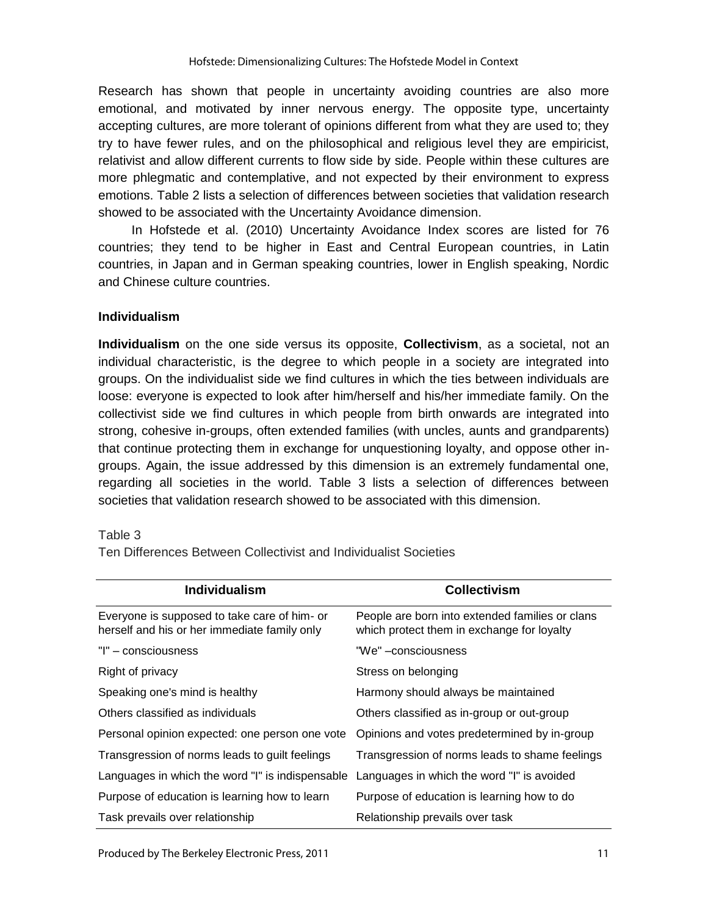Research has shown that people in uncertainty avoiding countries are also more emotional, and motivated by inner nervous energy. The opposite type, uncertainty accepting cultures, are more tolerant of opinions different from what they are used to; they try to have fewer rules, and on the philosophical and religious level they are empiricist, relativist and allow different currents to flow side by side. People within these cultures are more phlegmatic and contemplative, and not expected by their environment to express emotions. Table 2 lists a selection of differences between societies that validation research showed to be associated with the Uncertainty Avoidance dimension.

In Hofstede et al. (2010) Uncertainty Avoidance Index scores are listed for 76 countries; they tend to be higher in East and Central European countries, in Latin countries, in Japan and in German speaking countries, lower in English speaking, Nordic and Chinese culture countries.

### Individualism

**Individualism** on the one side versus its opposite, **Collectivism**, as a societal, not an individual characteristic, is the degree to which people in a society are integrated into groups. On the individualist side we find cultures in which the ties between individuals are loose: everyone is expected to look after him/herself and his/her immediate family. On the collectivist side we find cultures in which people from birth onwards are integrated into strong, cohesive in-groups, often extended families (with uncles, aunts and grandparents) that continue protecting them in exchange for unquestioning loyalty, and oppose other in-groups. Again, the issue addressed by this dimension is an extremely fundamental one, regarding all societies in the world. Table 3 lists a selection of differences between societies that validation research showed to be associated with this dimension.

Table 3

Ten Differences Between Collectivist and Individualist Societies

| Individualism | Collectivism |
|---|---|
| Everyone is supposed to take care of him- or herself and his or her immediate family only | People are born into extended families or clans which protect them in exchange for loyalty |
| "I" – consciousness | "We" –consciousness |
| Right of privacy | Stress on belonging |
| Speaking one's mind is healthy | Harmony should always be maintained |
| Others classified as individuals | Others classified as in-group or out-group |
| Personal opinion expected: one person one vote | Opinions and votes predetermined by in-group |
| Transgression of norms leads to guilt feelings | Transgression of norms leads to shame feelings |
| Languages in which the word "I" is indispensable | Languages in which the word "I" is avoided |
| Purpose of education is learning how to learn | Purpose of education is learning how to do |
| Task prevails over relationship | Relationship prevails over task |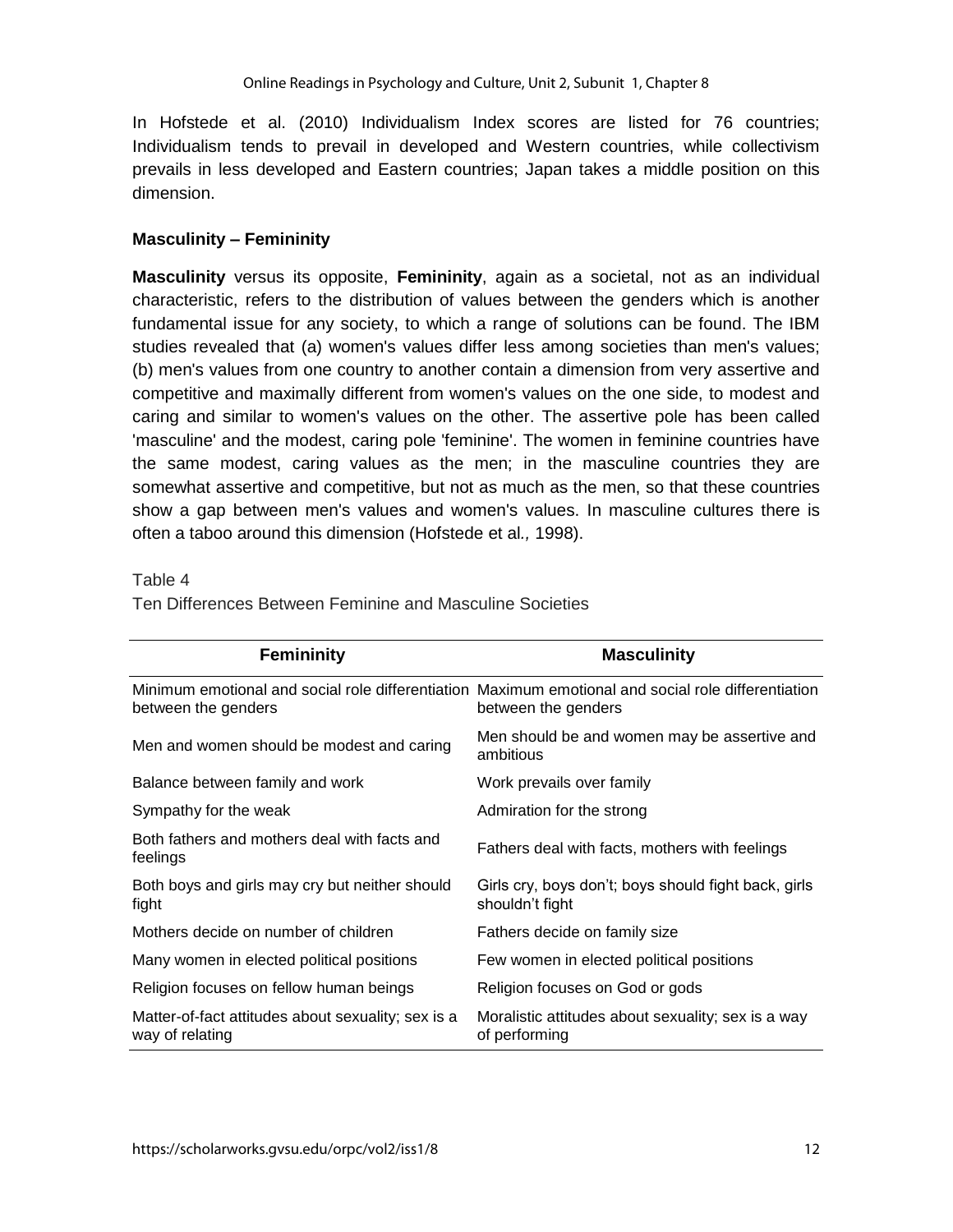In Hofstede et al. (2010) Individualism Index scores are listed for 76 countries; Individualism tends to prevail in developed and Western countries, while collectivism prevails in less developed and Eastern countries; Japan takes a middle position on this dimension.

### Masculinity – Femininity

**Masculinity** versus its opposite, **Femininity**, again as a societal, not as an individual characteristic, refers to the distribution of values between the genders which is another fundamental issue for any society, to which a range of solutions can be found. The IBM studies revealed that (a) women's values differ less among societies than men's values; (b) men's values from one country to another contain a dimension from very assertive and competitive and maximally different from women's values on the one side, to modest and caring and similar to women's values on the other. The assertive pole has been called 'masculine' and the modest, caring pole 'feminine'. The women in feminine countries have the same modest, caring values as the men; in the masculine countries they are somewhat assertive and competitive, but not as much as the men, so that these countries show a gap between men's values and women's values. In masculine cultures there is often a taboo around this dimension (Hofstede et al*.,* 1998).

Table 4

Ten Differences Between Feminine and Masculine Societies

| Femininity | Masculinity |
|---|---|
| Minimum emotional and social role differentiation between the genders | Maximum emotional and social role differentiation between the genders |
| Men and women should be modest and caring | Men should be and women may be assertive and ambitious |
| Balance between family and work | Work prevails over family |
| Sympathy for the weak | Admiration for the strong |
| Both fathers and mothers deal with facts and feelings | Fathers deal with facts, mothers with feelings |
| Both boys and girls may cry but neither should fight | Girls cry, boys don't; boys should fight back, girls shouldn't fight |
| Mothers decide on number of children | Fathers decide on family size |
| Many women in elected political positions | Few women in elected political positions |
| Religion focuses on fellow human beings | Religion focuses on God or gods |
| Matter-of-fact attitudes about sexuality; sex is a way of relating | Moralistic attitudes about sexuality; sex is a way of performing |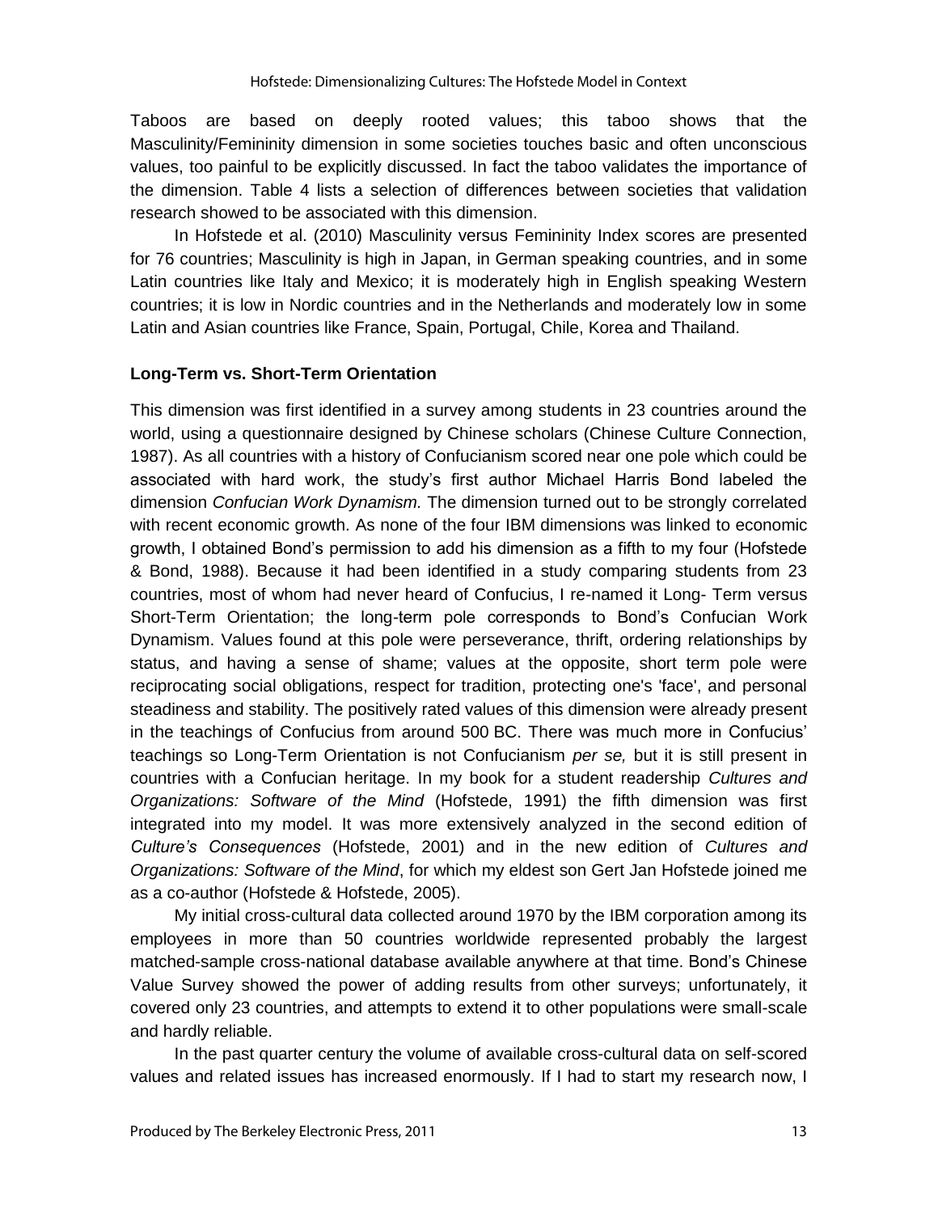Taboos are based on deeply rooted values; this taboo shows that the Masculinity/Femininity dimension in some societies touches basic and often unconscious values, too painful to be explicitly discussed. In fact the taboo validates the importance of the dimension. Table 4 lists a selection of differences between societies that validation research showed to be associated with this dimension.

In Hofstede et al. (2010) Masculinity versus Femininity Index scores are presented for 76 countries; Masculinity is high in Japan, in German speaking countries, and in some Latin countries like Italy and Mexico; it is moderately high in English speaking Western countries; it is low in Nordic countries and in the Netherlands and moderately low in some Latin and Asian countries like France, Spain, Portugal, Chile, Korea and Thailand.

### Long-Term vs. Short-Term Orientation

This dimension was first identified in a survey among students in 23 countries around the world, using a questionnaire designed by Chinese scholars (Chinese Culture Connection, 1987). As all countries with a history of Confucianism scored near one pole which could be associated with hard work, the study's first author Michael Harris Bond labeled the dimension *Confucian Work Dynamism.* The dimension turned out to be strongly correlated with recent economic growth. As none of the four IBM dimensions was linked to economic growth, I obtained Bond's permission to add his dimension as a fifth to my four (Hofstede & Bond, 1988). Because it had been identified in a study comparing students from 23 countries, most of whom had never heard of Confucius, I re-named it Long- Term versus Short-Term Orientation; the long-term pole corresponds to Bond's Confucian Work Dynamism. Values found at this pole were perseverance, thrift, ordering relationships by status, and having a sense of shame; values at the opposite, short term pole were reciprocating social obligations, respect for tradition, protecting one's 'face', and personal steadiness and stability. The positively rated values of this dimension were already present in the teachings of Confucius from around 500 BC. There was much more in Confucius' teachings so Long-Term Orientation is not Confucianism *per se,* but it is still present in countries with a Confucian heritage. In my book for a student readership *Cultures and Organizations: Software of the Mind* (Hofstede, 1991) the fifth dimension was first integrated into my model. It was more extensively analyzed in the second edition of *Culture's Consequences* (Hofstede, 2001) and in the new edition of *Cultures and Organizations: Software of the Mind*, for which my eldest son Gert Jan Hofstede joined me as a co-author (Hofstede & Hofstede, 2005).

My initial cross-cultural data collected around 1970 by the IBM corporation among its employees in more than 50 countries worldwide represented probably the largest matched-sample cross-national database available anywhere at that time. Bond's Chinese Value Survey showed the power of adding results from other surveys; unfortunately, it covered only 23 countries, and attempts to extend it to other populations were small-scale and hardly reliable.

In the past quarter century the volume of available cross-cultural data on self-scored values and related issues has increased enormously. If I had to start my research now, I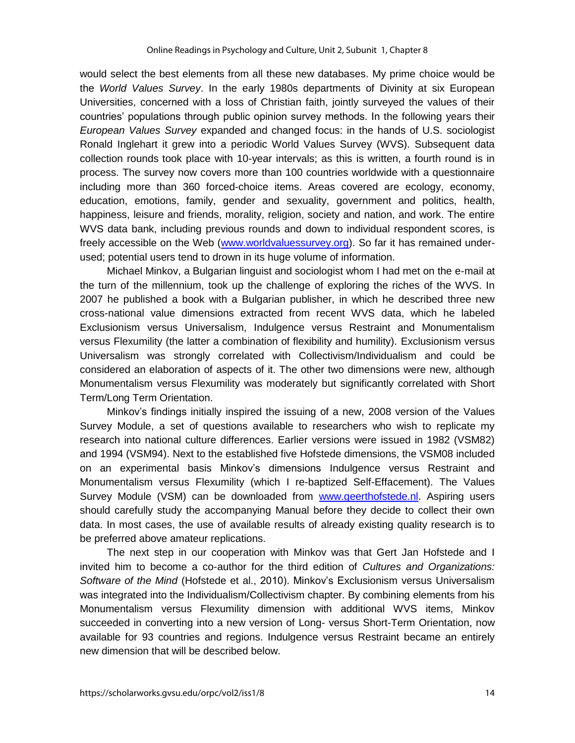would select the best elements from all these new databases. My prime choice would be the *World Values Survey*. In the early 1980s departments of Divinity at six European Universities, concerned with a loss of Christian faith, jointly surveyed the values of their countries' populations through public opinion survey methods. In the following years their *European Values Survey* expanded and changed focus: in the hands of U.S. sociologist Ronald Inglehart it grew into a periodic World Values Survey (WVS). Subsequent data collection rounds took place with 10-year intervals; as this is written, a fourth round is in process. The survey now covers more than 100 countries worldwide with a questionnaire including more than 360 forced-choice items. Areas covered are ecology, economy, education, emotions, family, gender and sexuality, government and politics, health, happiness, leisure and friends, morality, religion, society and nation, and work. The entire WVS data bank, including previous rounds and down to individual respondent scores, is freely accessible on the Web (www.worldvaluessurvey.org). So far it has remained under-used; potential users tend to drown in its huge volume of information.

Michael Minkov, a Bulgarian linguist and sociologist whom I had met on the e-mail at the turn of the millennium, took up the challenge of exploring the riches of the WVS. In 2007 he published a book with a Bulgarian publisher, in which he described three new cross-national value dimensions extracted from recent WVS data, which he labeled Exclusionism versus Universalism, Indulgence versus Restraint and Monumentalism versus Flexumility (the latter a combination of flexibility and humility). Exclusionism versus Universalism was strongly correlated with Collectivism/Individualism and could be considered an elaboration of aspects of it. The other two dimensions were new, although Monumentalism versus Flexumility was moderately but significantly correlated with Short Term/Long Term Orientation.

Minkov's findings initially inspired the issuing of a new, 2008 version of the Values Survey Module, a set of questions available to researchers who wish to replicate my research into national culture differences. Earlier versions were issued in 1982 (VSM82) and 1994 (VSM94). Next to the established five Hofstede dimensions, the VSM08 included on an experimental basis Minkov's dimensions Indulgence versus Restraint and Monumentalism versus Flexumility (which I re-baptized Self-Effacement). The Values Survey Module (VSM) can be downloaded from www.geerthofstede.nl. Aspiring users should carefully study the accompanying Manual before they decide to collect their own data. In most cases, the use of available results of already existing quality research is to be preferred above amateur replications.

The next step in our cooperation with Minkov was that Gert Jan Hofstede and I invited him to become a co-author for the third edition of *Cultures and Organizations: Software of the Mind* (Hofstede et al., 2010). Minkov's Exclusionism versus Universalism was integrated into the Individualism/Collectivism chapter. By combining elements from his Monumentalism versus Flexumility dimension with additional WVS items, Minkov succeeded in converting into a new version of Long- versus Short-Term Orientation, now available for 93 countries and regions. Indulgence versus Restraint became an entirely new dimension that will be described below.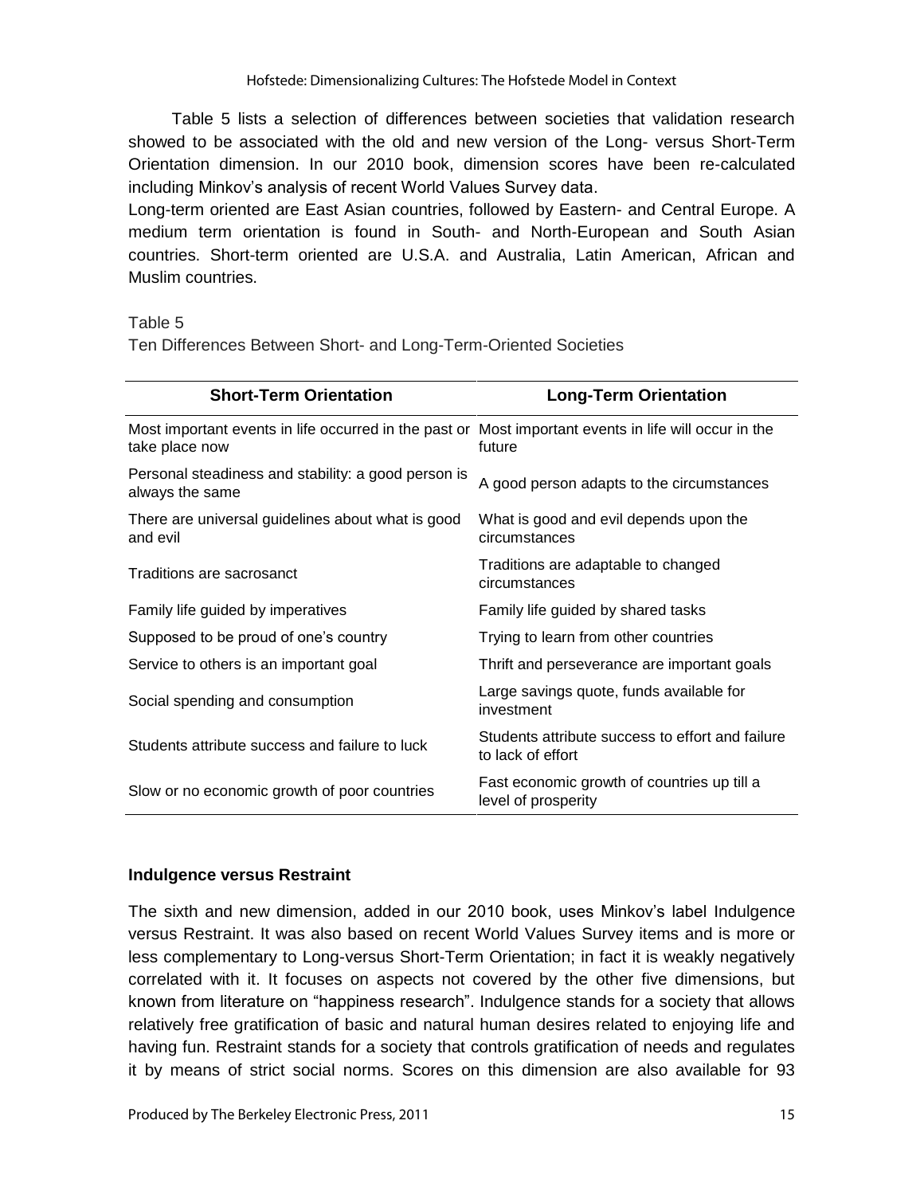Table 5 lists a selection of differences between societies that validation research showed to be associated with the old and new version of the Long- versus Short-Term Orientation dimension. In our 2010 book, dimension scores have been re-calculated including Minkov's analysis of recent World Values Survey data.

Long-term oriented are East Asian countries, followed by Eastern- and Central Europe. A medium term orientation is found in South- and North-European and South Asian countries. Short-term oriented are U.S.A. and Australia, Latin American, African and Muslim countries.

Table 5

Ten Differences Between Short- and Long-Term-Oriented Societies

| Short-Term Orientation | Long-Term Orientation |
|---|---|
| Most important events in life occurred in the past or take place now | Most important events in life will occur in the future |
| Personal steadiness and stability: a good person is always the same | A good person adapts to the circumstances |
| There are universal guidelines about what is good and evil | What is good and evil depends upon the circumstances |
| Traditions are sacrosanct | Traditions are adaptable to changed circumstances |
| Family life guided by imperatives | Family life guided by shared tasks |
| Supposed to be proud of one's country | Trying to learn from other countries |
| Service to others is an important goal | Thrift and perseverance are important goals |
| Social spending and consumption | Large savings quote, funds available for investment |
| Students attribute success and failure to luck | Students attribute success to effort and failure to lack of effort |
| Slow or no economic growth of poor countries | Fast economic growth of countries up till a level of prosperity |

### Indulgence versus Restraint

The sixth and new dimension, added in our 2010 book, uses Minkov's label Indulgence versus Restraint. It was also based on recent World Values Survey items and is more or less complementary to Long-versus Short-Term Orientation; in fact it is weakly negatively correlated with it. It focuses on aspects not covered by the other five dimensions, but known from literature on "happiness research". Indulgence stands for a society that allows relatively free gratification of basic and natural human desires related to enjoying life and having fun. Restraint stands for a society that controls gratification of needs and regulates it by means of strict social norms. Scores on this dimension are also available for 93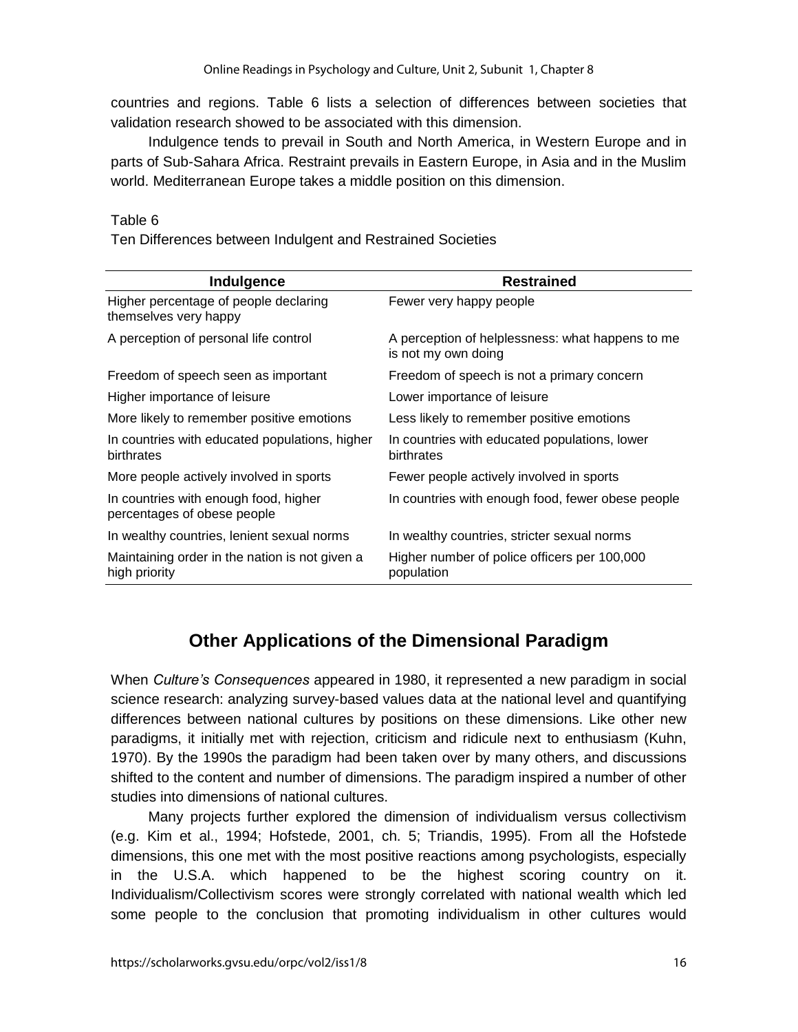countries and regions. Table 6 lists a selection of differences between societies that validation research showed to be associated with this dimension.

Indulgence tends to prevail in South and North America, in Western Europe and in parts of Sub-Sahara Africa. Restraint prevails in Eastern Europe, in Asia and in the Muslim world. Mediterranean Europe takes a middle position on this dimension.

Table 6

Ten Differences between Indulgent and Restrained Societies

| Indulgence | Restrained |
|---|---|
| Higher percentage of people declaring themselves very happy | Fewer very happy people |
| A perception of personal life control | A perception of helplessness: what happens to me is not my own doing |
| Freedom of speech seen as important | Freedom of speech is not a primary concern |
| Higher importance of leisure | Lower importance of leisure |
| More likely to remember positive emotions | Less likely to remember positive emotions |
| In countries with educated populations, higher birthrates | In countries with educated populations, lower birthrates |
| More people actively involved in sports | Fewer people actively involved in sports |
| In countries with enough food, higher percentages of obese people | In countries with enough food, fewer obese people |
| In wealthy countries, lenient sexual norms | In wealthy countries, stricter sexual norms |
| Maintaining order in the nation is not given a high priority | Higher number of police officers per 100,000 population |

## Other Applications of the Dimensional Paradigm

When *Culture's Consequences* appeared in 1980, it represented a new paradigm in social science research: analyzing survey-based values data at the national level and quantifying differences between national cultures by positions on these dimensions. Like other new paradigms, it initially met with rejection, criticism and ridicule next to enthusiasm (Kuhn, 1970). By the 1990s the paradigm had been taken over by many others, and discussions shifted to the content and number of dimensions. The paradigm inspired a number of other studies into dimensions of national cultures.

Many projects further explored the dimension of individualism versus collectivism (e.g. Kim et al., 1994; Hofstede, 2001, ch. 5; Triandis, 1995). From all the Hofstede dimensions, this one met with the most positive reactions among psychologists, especially in the U.S.A. which happened to be the highest scoring country on it. Individualism/Collectivism scores were strongly correlated with national wealth which led some people to the conclusion that promoting individualism in other cultures would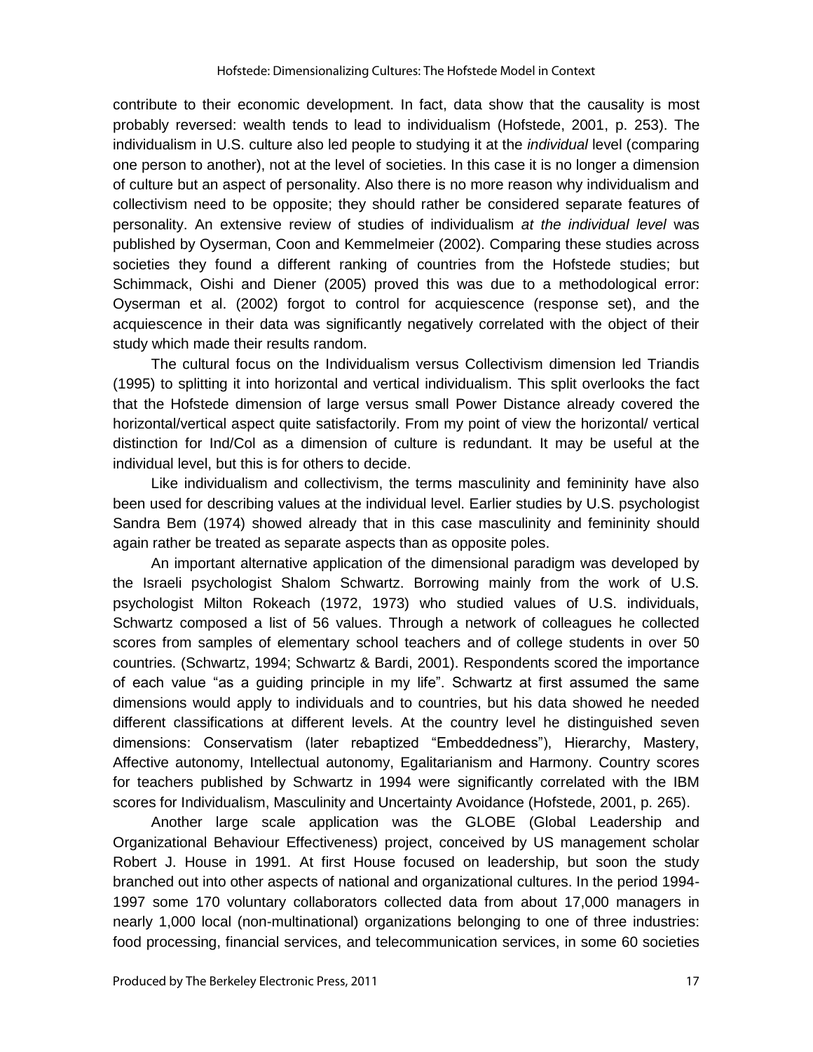contribute to their economic development. In fact, data show that the causality is most probably reversed: wealth tends to lead to individualism (Hofstede, 2001, p. 253). The individualism in U.S. culture also led people to studying it at the *individual* level (comparing one person to another), not at the level of societies. In this case it is no longer a dimension of culture but an aspect of personality. Also there is no more reason why individualism and collectivism need to be opposite; they should rather be considered separate features of personality. An extensive review of studies of individualism *at the individual level* was published by Oyserman, Coon and Kemmelmeier (2002). Comparing these studies across societies they found a different ranking of countries from the Hofstede studies; but Schimmack, Oishi and Diener (2005) proved this was due to a methodological error: Oyserman et al. (2002) forgot to control for acquiescence (response set), and the acquiescence in their data was significantly negatively correlated with the object of their study which made their results random.

The cultural focus on the Individualism versus Collectivism dimension led Triandis (1995) to splitting it into horizontal and vertical individualism. This split overlooks the fact that the Hofstede dimension of large versus small Power Distance already covered the horizontal/vertical aspect quite satisfactorily. From my point of view the horizontal/ vertical distinction for Ind/Col as a dimension of culture is redundant. It may be useful at the individual level, but this is for others to decide.

Like individualism and collectivism, the terms masculinity and femininity have also been used for describing values at the individual level. Earlier studies by U.S. psychologist Sandra Bem (1974) showed already that in this case masculinity and femininity should again rather be treated as separate aspects than as opposite poles.

An important alternative application of the dimensional paradigm was developed by the Israeli psychologist Shalom Schwartz. Borrowing mainly from the work of U.S. psychologist Milton Rokeach (1972, 1973) who studied values of U.S. individuals, Schwartz composed a list of 56 values. Through a network of colleagues he collected scores from samples of elementary school teachers and of college students in over 50 countries. (Schwartz, 1994; Schwartz & Bardi, 2001). Respondents scored the importance of each value "as a guiding principle in my life". Schwartz at first assumed the same dimensions would apply to individuals and to countries, but his data showed he needed different classifications at different levels. At the country level he distinguished seven dimensions: Conservatism (later rebaptized "Embeddedness"), Hierarchy, Mastery, Affective autonomy, Intellectual autonomy, Egalitarianism and Harmony. Country scores for teachers published by Schwartz in 1994 were significantly correlated with the IBM scores for Individualism, Masculinity and Uncertainty Avoidance (Hofstede, 2001, p. 265).

Another large scale application was the GLOBE (Global Leadership and Organizational Behaviour Effectiveness) project, conceived by US management scholar Robert J. House in 1991. At first House focused on leadership, but soon the study branched out into other aspects of national and organizational cultures. In the period 1994-1997 some 170 voluntary collaborators collected data from about 17,000 managers in nearly 1,000 local (non-multinational) organizations belonging to one of three industries: food processing, financial services, and telecommunication services, in some 60 societies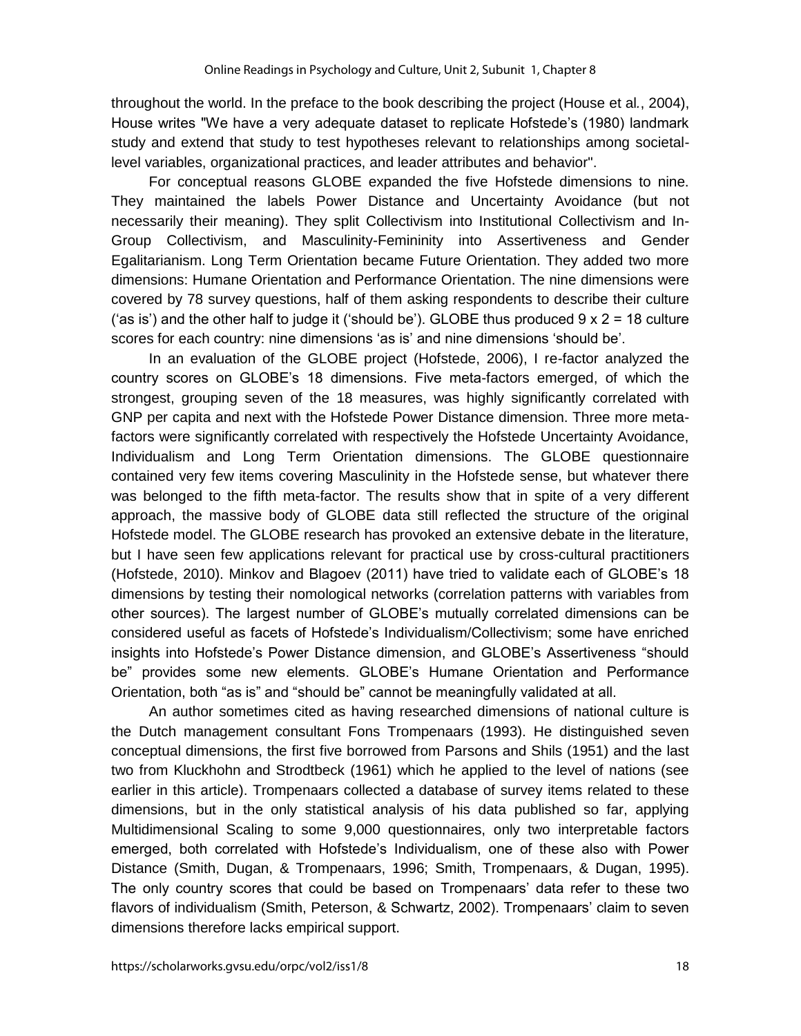throughout the world. In the preface to the book describing the project (House et al., 2004), House writes "We have a very adequate dataset to replicate Hofstede's (1980) landmark study and extend that study to test hypotheses relevant to relationships among societal-level variables, organizational practices, and leader attributes and behavior".

For conceptual reasons GLOBE expanded the five Hofstede dimensions to nine. They maintained the labels Power Distance and Uncertainty Avoidance (but not necessarily their meaning). They split Collectivism into Institutional Collectivism and In-Group Collectivism, and Masculinity-Femininity into Assertiveness and Gender Egalitarianism. Long Term Orientation became Future Orientation. They added two more dimensions: Humane Orientation and Performance Orientation. The nine dimensions were covered by 78 survey questions, half of them asking respondents to describe their culture ('as is') and the other half to judge it ('should be'). GLOBE thus produced 9 x 2 = 18 culture scores for each country: nine dimensions 'as is' and nine dimensions 'should be'.

In an evaluation of the GLOBE project (Hofstede, 2006), I re-factor analyzed the country scores on GLOBE's 18 dimensions. Five meta-factors emerged, of which the strongest, grouping seven of the 18 measures, was highly significantly correlated with GNP per capita and next with the Hofstede Power Distance dimension. Three more meta-factors were significantly correlated with respectively the Hofstede Uncertainty Avoidance, Individualism and Long Term Orientation dimensions. The GLOBE questionnaire contained very few items covering Masculinity in the Hofstede sense, but whatever there was belonged to the fifth meta-factor. The results show that in spite of a very different approach, the massive body of GLOBE data still reflected the structure of the original Hofstede model. The GLOBE research has provoked an extensive debate in the literature, but I have seen few applications relevant for practical use by cross-cultural practitioners (Hofstede, 2010). Minkov and Blagoev (2011) have tried to validate each of GLOBE's 18 dimensions by testing their nomological networks (correlation patterns with variables from other sources). The largest number of GLOBE's mutually correlated dimensions can be considered useful as facets of Hofstede's Individualism/Collectivism; some have enriched insights into Hofstede's Power Distance dimension, and GLOBE's Assertiveness "should be" provides some new elements. GLOBE's Humane Orientation and Performance Orientation, both "as is" and "should be" cannot be meaningfully validated at all.

An author sometimes cited as having researched dimensions of national culture is the Dutch management consultant Fons Trompenaars (1993). He distinguished seven conceptual dimensions, the first five borrowed from Parsons and Shils (1951) and the last two from Kluckhohn and Strodtbeck (1961) which he applied to the level of nations (see earlier in this article). Trompenaars collected a database of survey items related to these dimensions, but in the only statistical analysis of his data published so far, applying Multidimensional Scaling to some 9,000 questionnaires, only two interpretable factors emerged, both correlated with Hofstede's Individualism, one of these also with Power Distance (Smith, Dugan, & Trompenaars, 1996; Smith, Trompenaars, & Dugan, 1995). The only country scores that could be based on Trompenaars' data refer to these two flavors of individualism (Smith, Peterson, & Schwartz, 2002). Trompenaars' claim to seven dimensions therefore lacks empirical support.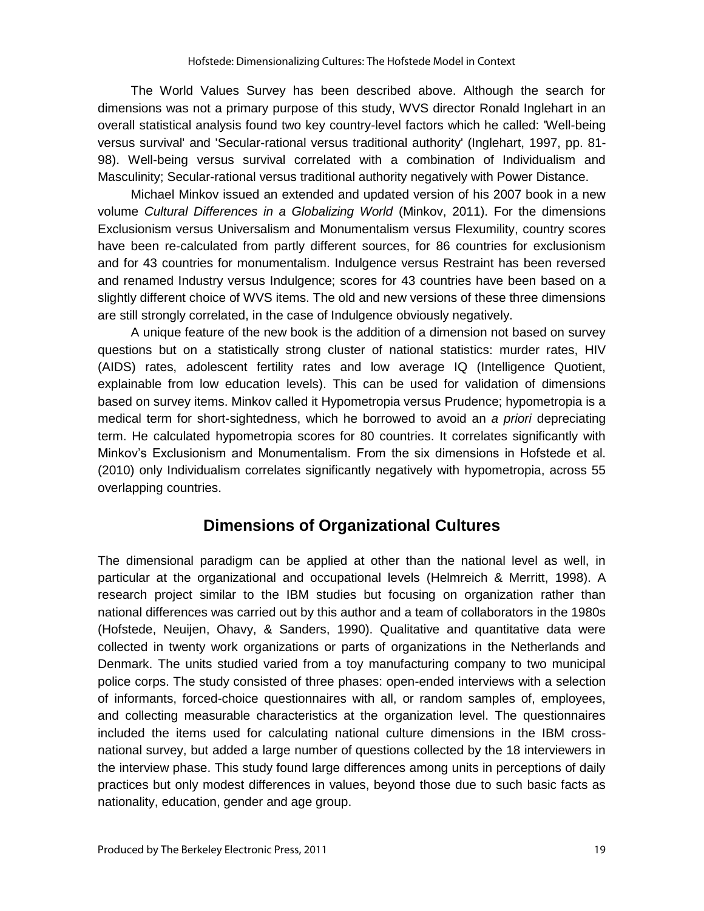The World Values Survey has been described above. Although the search for dimensions was not a primary purpose of this study, WVS director Ronald Inglehart in an overall statistical analysis found two key country-level factors which he called: 'Well-being versus survival' and 'Secular-rational versus traditional authority' (Inglehart, 1997, pp. 81-98). Well-being versus survival correlated with a combination of Individualism and Masculinity; Secular-rational versus traditional authority negatively with Power Distance.

Michael Minkov issued an extended and updated version of his 2007 book in a new volume *Cultural Differences in a Globalizing World* (Minkov, 2011). For the dimensions Exclusionism versus Universalism and Monumentalism versus Flexumility, country scores have been re-calculated from partly different sources, for 86 countries for exclusionism and for 43 countries for monumentalism. Indulgence versus Restraint has been reversed and renamed Industry versus Indulgence; scores for 43 countries have been based on a slightly different choice of WVS items. The old and new versions of these three dimensions are still strongly correlated, in the case of Indulgence obviously negatively.

A unique feature of the new book is the addition of a dimension not based on survey questions but on a statistically strong cluster of national statistics: murder rates, HIV (AIDS) rates, adolescent fertility rates and low average IQ (Intelligence Quotient, explainable from low education levels). This can be used for validation of dimensions based on survey items. Minkov called it Hypometropia versus Prudence; hypometropia is a medical term for short-sightedness, which he borrowed to avoid an *a priori* depreciating term. He calculated hypometropia scores for 80 countries. It correlates significantly with Minkov's Exclusionism and Monumentalism. From the six dimensions in Hofstede et al. (2010) only Individualism correlates significantly negatively with hypometropia, across 55 overlapping countries.

## Dimensions of Organizational Cultures

The dimensional paradigm can be applied at other than the national level as well, in particular at the organizational and occupational levels (Helmreich & Merritt, 1998). A research project similar to the IBM studies but focusing on organization rather than national differences was carried out by this author and a team of collaborators in the 1980s (Hofstede, Neuijen, Ohavy, & Sanders, 1990). Qualitative and quantitative data were collected in twenty work organizations or parts of organizations in the Netherlands and Denmark. The units studied varied from a toy manufacturing company to two municipal police corps. The study consisted of three phases: open-ended interviews with a selection of informants, forced-choice questionnaires with all, or random samples of, employees, and collecting measurable characteristics at the organization level. The questionnaires included the items used for calculating national culture dimensions in the IBM cross-national survey, but added a large number of questions collected by the 18 interviewers in the interview phase. This study found large differences among units in perceptions of daily practices but only modest differences in values, beyond those due to such basic facts as nationality, education, gender and age group.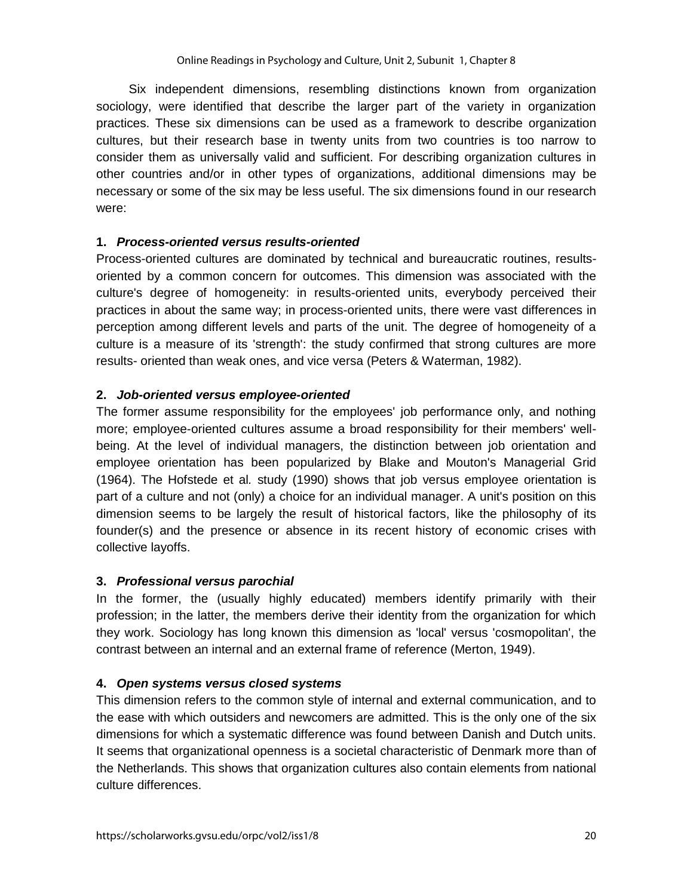Six independent dimensions, resembling distinctions known from organization sociology, were identified that describe the larger part of the variety in organization practices. These six dimensions can be used as a framework to describe organization cultures, but their research base in twenty units from two countries is too narrow to consider them as universally valid and sufficient. For describing organization cultures in other countries and/or in other types of organizations, additional dimensions may be necessary or some of the six may be less useful. The six dimensions found in our research were:

**1. *Process-oriented versus results-oriented***

Process-oriented cultures are dominated by technical and bureaucratic routines, results-oriented by a common concern for outcomes. This dimension was associated with the culture's degree of homogeneity: in results-oriented units, everybody perceived their practices in about the same way; in process-oriented units, there were vast differences in perception among different levels and parts of the unit. The degree of homogeneity of a culture is a measure of its 'strength': the study confirmed that strong cultures are more results- oriented than weak ones, and vice versa (Peters & Waterman, 1982).

**2. *Job-oriented versus employee-oriented***

The former assume responsibility for the employees' job performance only, and nothing more; employee-oriented cultures assume a broad responsibility for their members' well-being. At the level of individual managers, the distinction between job orientation and employee orientation has been popularized by Blake and Mouton's Managerial Grid (1964). The Hofstede et al*.* study (1990) shows that job versus employee orientation is part of a culture and not (only) a choice for an individual manager. A unit's position on this dimension seems to be largely the result of historical factors, like the philosophy of its founder(s) and the presence or absence in its recent history of economic crises with collective layoffs.

**3. *Professional versus parochial***

In the former, the (usually highly educated) members identify primarily with their profession; in the latter, the members derive their identity from the organization for which they work. Sociology has long known this dimension as 'local' versus 'cosmopolitan', the contrast between an internal and an external frame of reference (Merton, 1949).

**4. *Open systems versus closed systems***

This dimension refers to the common style of internal and external communication, and to the ease with which outsiders and newcomers are admitted. This is the only one of the six dimensions for which a systematic difference was found between Danish and Dutch units. It seems that organizational openness is a societal characteristic of Denmark more than of the Netherlands. This shows that organization cultures also contain elements from national culture differences.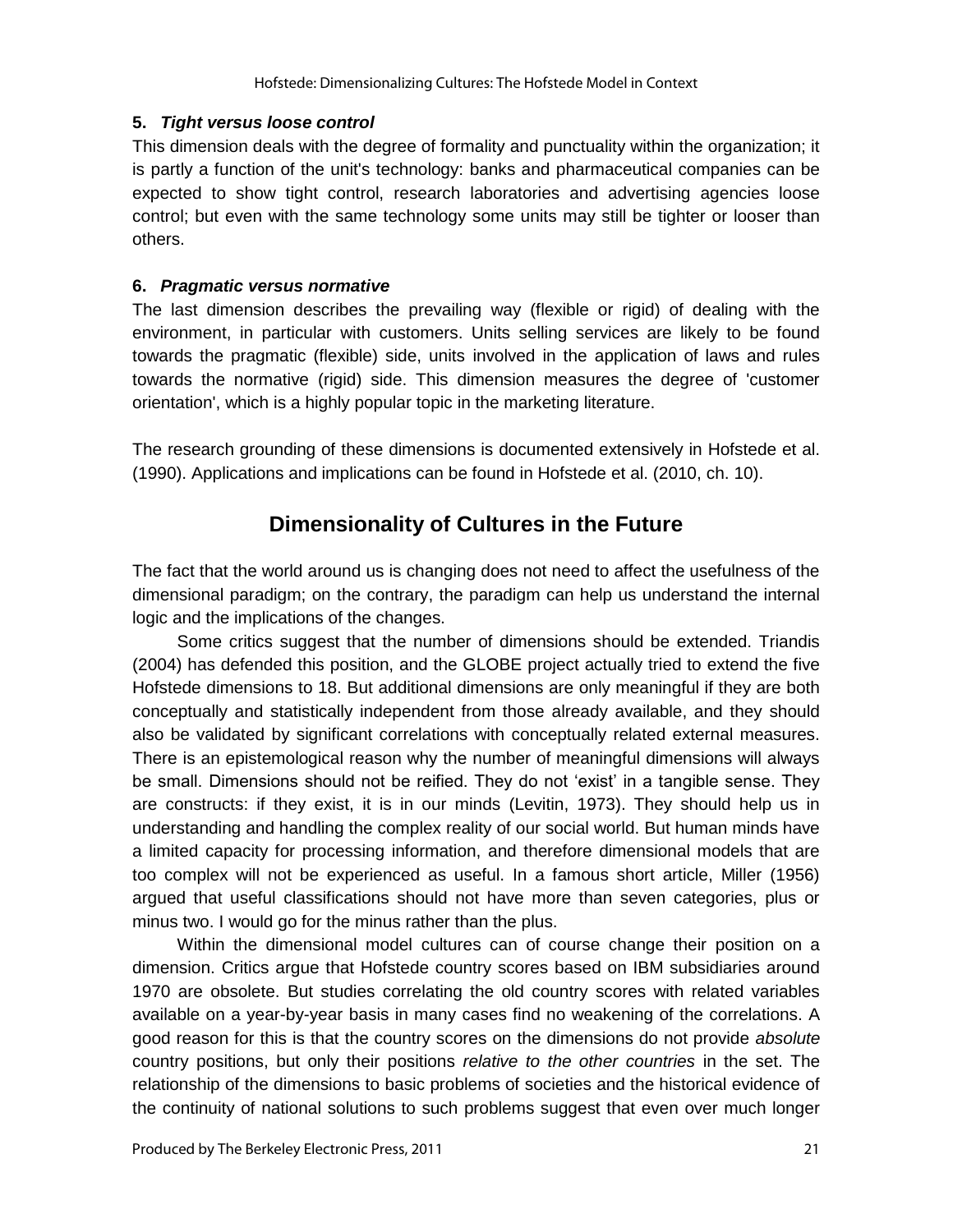**5. *Tight versus loose control***

This dimension deals with the degree of formality and punctuality within the organization; it is partly a function of the unit's technology: banks and pharmaceutical companies can be expected to show tight control, research laboratories and advertising agencies loose control; but even with the same technology some units may still be tighter or looser than others.

**6. *Pragmatic versus normative***

The last dimension describes the prevailing way (flexible or rigid) of dealing with the environment, in particular with customers. Units selling services are likely to be found towards the pragmatic (flexible) side, units involved in the application of laws and rules towards the normative (rigid) side. This dimension measures the degree of 'customer orientation', which is a highly popular topic in the marketing literature.

The research grounding of these dimensions is documented extensively in Hofstede et al. (1990). Applications and implications can be found in Hofstede et al. (2010, ch. 10).

## Dimensionality of Cultures in the Future

The fact that the world around us is changing does not need to affect the usefulness of the dimensional paradigm; on the contrary, the paradigm can help us understand the internal logic and the implications of the changes.

Some critics suggest that the number of dimensions should be extended. Triandis (2004) has defended this position, and the GLOBE project actually tried to extend the five Hofstede dimensions to 18. But additional dimensions are only meaningful if they are both conceptually and statistically independent from those already available, and they should also be validated by significant correlations with conceptually related external measures. There is an epistemological reason why the number of meaningful dimensions will always be small. Dimensions should not be reified. They do not 'exist' in a tangible sense. They are constructs: if they exist, it is in our minds (Levitin, 1973). They should help us in understanding and handling the complex reality of our social world. But human minds have a limited capacity for processing information, and therefore dimensional models that are too complex will not be experienced as useful. In a famous short article, Miller (1956) argued that useful classifications should not have more than seven categories, plus or minus two. I would go for the minus rather than the plus.

Within the dimensional model cultures can of course change their position on a dimension. Critics argue that Hofstede country scores based on IBM subsidiaries around 1970 are obsolete. But studies correlating the old country scores with related variables available on a year-by-year basis in many cases find no weakening of the correlations. A good reason for this is that the country scores on the dimensions do not provide *absolute* country positions, but only their positions *relative to the other countries* in the set. The relationship of the dimensions to basic problems of societies and the historical evidence of the continuity of national solutions to such problems suggest that even over much longer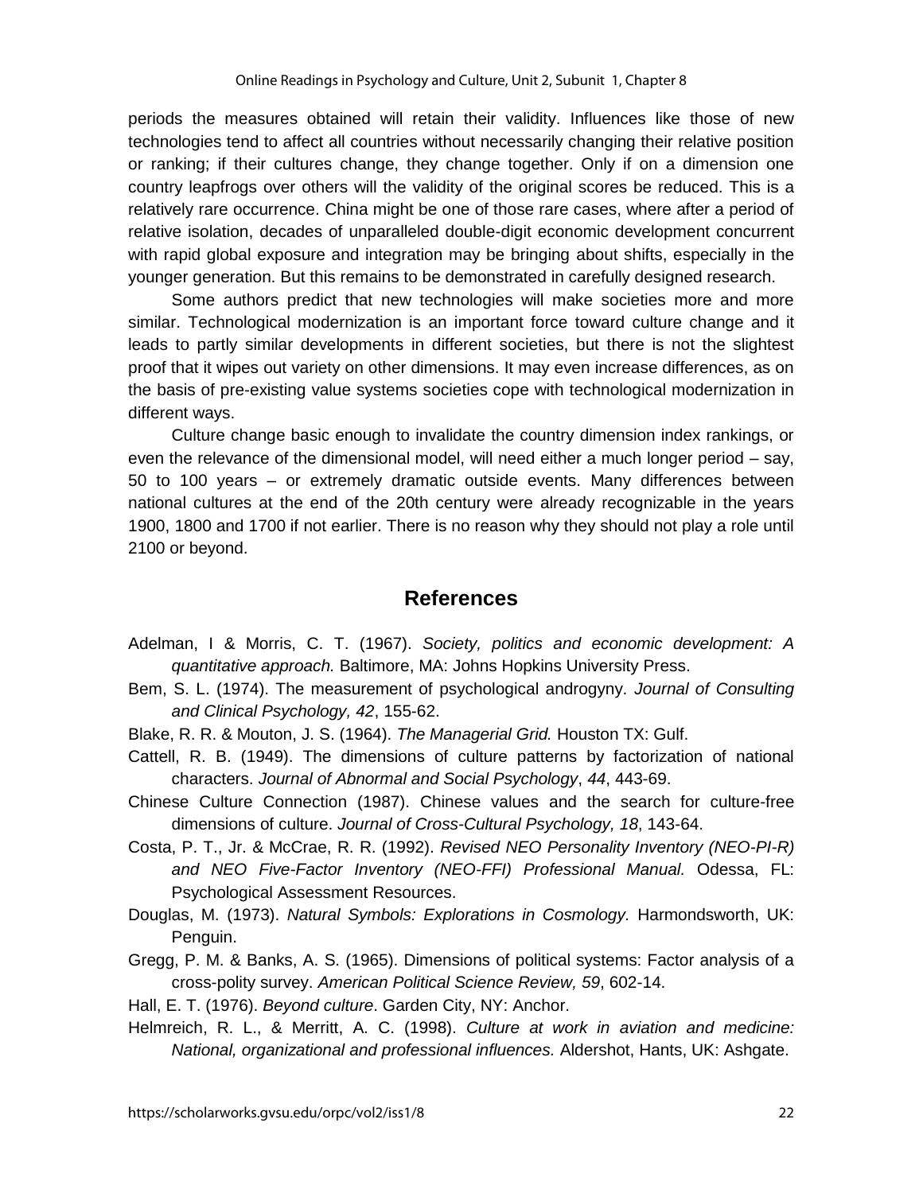periods the measures obtained will retain their validity. Influences like those of new technologies tend to affect all countries without necessarily changing their relative position or ranking; if their cultures change, they change together. Only if on a dimension one country leapfrogs over others will the validity of the original scores be reduced. This is a relatively rare occurrence. China might be one of those rare cases, where after a period of relative isolation, decades of unparalleled double-digit economic development concurrent with rapid global exposure and integration may be bringing about shifts, especially in the younger generation. But this remains to be demonstrated in carefully designed research.

Some authors predict that new technologies will make societies more and more similar. Technological modernization is an important force toward culture change and it leads to partly similar developments in different societies, but there is not the slightest proof that it wipes out variety on other dimensions. It may even increase differences, as on the basis of pre-existing value systems societies cope with technological modernization in different ways.

Culture change basic enough to invalidate the country dimension index rankings, or even the relevance of the dimensional model, will need either a much longer period – say, 50 to 100 years – or extremely dramatic outside events. Many differences between national cultures at the end of the 20th century were already recognizable in the years 1900, 1800 and 1700 if not earlier. There is no reason why they should not play a role until 2100 or beyond.

## References

Adelman, I & Morris, C. T. (1967). *Society, politics and economic development: A quantitative approach.* Baltimore, MA: Johns Hopkins University Press.

Bem, S. L. (1974). The measurement of psychological androgyny. *Journal of Consulting and Clinical Psychology, 42*, 155-62.

Blake, R. R. & Mouton, J. S. (1964). *The Managerial Grid.* Houston TX: Gulf.

Cattell, R. B. (1949). The dimensions of culture patterns by factorization of national characters. *Journal of Abnormal and Social Psychology*, *44*, 443-69.

Chinese Culture Connection (1987). Chinese values and the search for culture-free dimensions of culture. *Journal of Cross-Cultural Psychology, 18*, 143-64.

Costa, P. T., Jr. & McCrae, R. R. (1992). *Revised NEO Personality Inventory (NEO-PI-R) and NEO Five-Factor Inventory (NEO-FFI) Professional Manual.* Odessa, FL: Psychological Assessment Resources.

Douglas, M. (1973). *Natural Symbols: Explorations in Cosmology.* Harmondsworth, UK: Penguin.

Gregg, P. M. & Banks, A. S. (1965). Dimensions of political systems: Factor analysis of a cross-polity survey. *American Political Science Review, 59*, 602-14.

Hall, E. T. (1976). *Beyond culture*. Garden City, NY: Anchor.

Helmreich, R. L., & Merritt, A. C. (1998). *Culture at work in aviation and medicine: National, organizational and professional influences.* Aldershot, Hants, UK: Ashgate.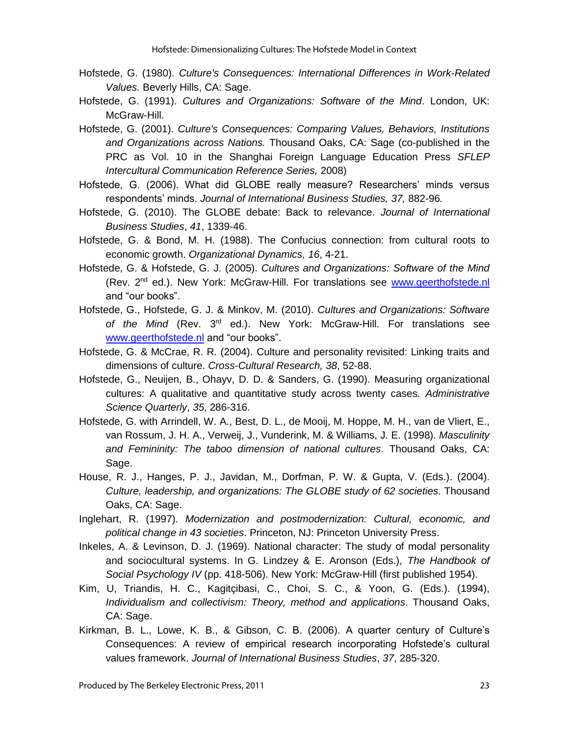Hofstede, G. (1980). *Culture's Consequences: International Differences in Work-Related Values.* Beverly Hills, CA: Sage.

Hofstede, G. (1991). *Cultures and Organizations: Software of the Mind*. London, UK: McGraw-Hill.

Hofstede, G. (2001). *Culture's Consequences: Comparing Values, Behaviors, Institutions and Organizations across Nations.* Thousand Oaks, CA: Sage (co-published in the PRC as Vol. 10 in the Shanghai Foreign Language Education Press *SFLEP Intercultural Communication Reference Series,* 2008)

Hofstede, G. (2006). What did GLOBE really measure? Researchers' minds versus respondents' minds. *Journal of International Business Studies, 37,* 882-96.

Hofstede, G. (2010). The GLOBE debate: Back to relevance. *Journal of International Business Studies*, *41*, 1339-46.

Hofstede, G. & Bond, M. H. (1988). The Confucius connection: from cultural roots to economic growth. *Organizational Dynamics, 16*, 4-21.

Hofstede, G. & Hofstede, G. J. (2005). *Cultures and Organizations: Software of the Mind* (Rev. 2nd ed.). New York: McGraw-Hill. For translations see www.geerthofstede.nl and "our books".

Hofstede, G., Hofstede, G. J. & Minkov, M. (2010). *Cultures and Organizations: Software of the Mind* (Rev. 3rd ed.). New York: McGraw-Hill. For translations see www.geerthofstede.nl and "our books".

Hofstede, G. & McCrae, R. R. (2004). Culture and personality revisited: Linking traits and dimensions of culture. *Cross-Cultural Research, 38*, 52-88.

Hofstede, G., Neuijen, B., Ohayv, D. D. & Sanders, G. (1990). Measuring organizational cultures: A qualitative and quantitative study across twenty cases. *Administrative Science Quarterly*, *35*, 286-316.

Hofstede, G. with Arrindell, W. A., Best, D. L., de Mooij, M. Hoppe, M. H., van de Vliert, E., van Rossum, J. H. A., Verweij, J., Vunderink, M. & Williams, J. E. (1998). *Masculinity and Femininity: The taboo dimension of national cultures*. Thousand Oaks, CA: Sage.

House, R. J., Hanges, P. J., Javidan, M., Dorfman, P. W. & Gupta, V. (Eds.). (2004). *Culture, leadership, and organizations: The GLOBE study of 62 societies*. Thousand Oaks, CA: Sage.

Inglehart, R. (1997). *Modernization and postmodernization: Cultural, economic, and political change in 43 societies*. Princeton, NJ: Princeton University Press.

Inkeles, A. & Levinson, D. J. (1969). National character: The study of modal personality and sociocultural systems. In G. Lindzey & E. Aronson (Eds.), *The Handbook of Social Psychology IV* (pp. 418-506). New York: McGraw-Hill (first published 1954).

Kim, U, Triandis, H. C., Kagitçibasi, C., Choi, S. C., & Yoon, G. (Eds.). (1994), *Individualism and collectivism: Theory, method and applications*. Thousand Oaks, CA: Sage.

Kirkman, B. L., Lowe, K. B., & Gibson, C. B. (2006). A quarter century of Culture's Consequences: A review of empirical research incorporating Hofstede's cultural values framework. *Journal of International Business Studies*, *37*, 285-320.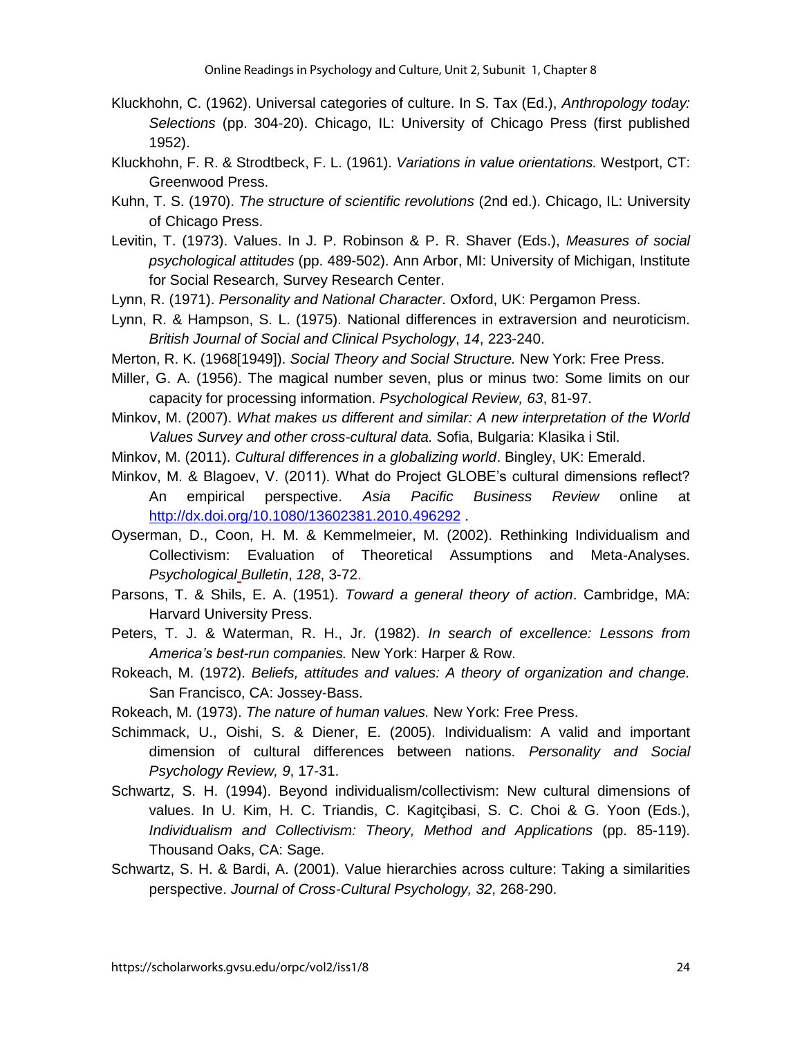Kluckhohn, C. (1962). Universal categories of culture. In S. Tax (Ed.), *Anthropology today: Selections* (pp. 304-20). Chicago, IL: University of Chicago Press (first published 1952).

Kluckhohn, F. R. & Strodtbeck, F. L. (1961). *Variations in value orientations.* Westport, CT: Greenwood Press.

Kuhn, T. S. (1970). *The structure of scientific revolutions* (2nd ed.). Chicago, IL: University of Chicago Press.

Levitin, T. (1973). Values. In J. P. Robinson & P. R. Shaver (Eds.), *Measures of social psychological attitudes* (pp. 489-502). Ann Arbor, MI: University of Michigan, Institute for Social Research, Survey Research Center.

Lynn, R. (1971). *Personality and National Character*. Oxford, UK: Pergamon Press.

Lynn, R. & Hampson, S. L. (1975). National differences in extraversion and neuroticism. *British Journal of Social and Clinical Psychology*, *14*, 223-240.

Merton, R. K. (1968[1949]). *Social Theory and Social Structure.* New York: Free Press.

Miller, G. A. (1956). The magical number seven, plus or minus two: Some limits on our capacity for processing information. *Psychological Review, 63*, 81-97.

Minkov, M. (2007). *What makes us different and similar: A new interpretation of the World Values Survey and other cross-cultural data.* Sofia, Bulgaria: Klasika i Stil.

Minkov, M. (2011). *Cultural differences in a globalizing world*. Bingley, UK: Emerald.

Minkov, M. & Blagoev, V. (2011). What do Project GLOBE's cultural dimensions reflect? An empirical perspective. *Asia Pacific Business Review* online at http://dx.doi.org/10.1080/13602381.2010.496292 .

Oyserman, D., Coon, H. M. & Kemmelmeier, M. (2002). Rethinking Individualism and Collectivism: Evaluation of Theoretical Assumptions and Meta-Analyses. *Psychological Bulletin*, *128*, 3-72.

Parsons, T. & Shils, E. A. (1951). *Toward a general theory of action*. Cambridge, MA: Harvard University Press.

Peters, T. J. & Waterman, R. H., Jr. (1982). *In search of excellence: Lessons from America's best-run companies.* New York: Harper & Row.

Rokeach, M. (1972). *Beliefs, attitudes and values: A theory of organization and change.* San Francisco, CA: Jossey-Bass.

Rokeach, M. (1973). *The nature of human values.* New York: Free Press.

Schimmack, U., Oishi, S. & Diener, E. (2005). Individualism: A valid and important dimension of cultural differences between nations. *Personality and Social Psychology Review, 9*, 17-31.

Schwartz, S. H. (1994). Beyond individualism/collectivism: New cultural dimensions of values. In U. Kim, H. C. Triandis, C. Kagitçibasi, S. C. Choi & G. Yoon (Eds.), *Individualism and Collectivism: Theory, Method and Applications* (pp. 85-119). Thousand Oaks, CA: Sage.

Schwartz, S. H. & Bardi, A. (2001). Value hierarchies across culture: Taking a similarities perspective. *Journal of Cross-Cultural Psychology, 32*, 268-290.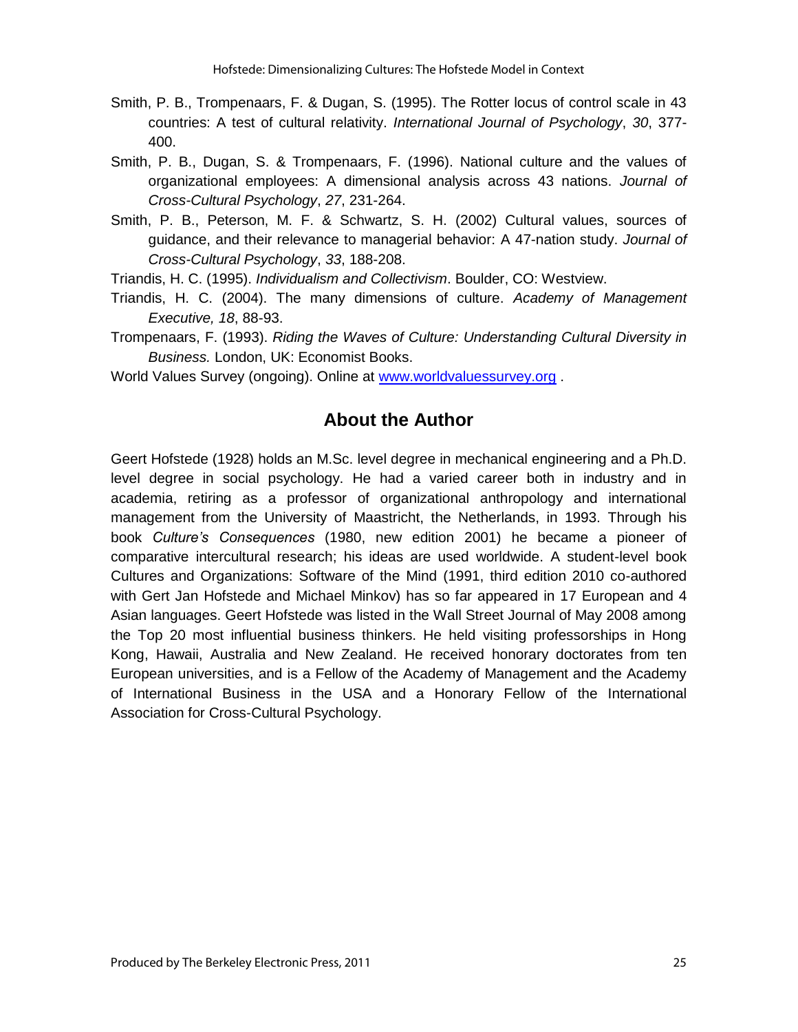Smith, P. B., Trompenaars, F. & Dugan, S. (1995). The Rotter locus of control scale in 43 countries: A test of cultural relativity. *International Journal of Psychology*, *30*, 377-400.

Smith, P. B., Dugan, S. & Trompenaars, F. (1996). National culture and the values of organizational employees: A dimensional analysis across 43 nations. *Journal of Cross-Cultural Psychology*, *27*, 231-264.

Smith, P. B., Peterson, M. F. & Schwartz, S. H. (2002) Cultural values, sources of guidance, and their relevance to managerial behavior: A 47-nation study. *Journal of Cross-Cultural Psychology*, *33*, 188-208.

Triandis, H. C. (1995). *Individualism and Collectivism*. Boulder, CO: Westview.

Triandis, H. C. (2004). The many dimensions of culture. *Academy of Management Executive, 18*, 88-93.

Trompenaars, F. (1993). *Riding the Waves of Culture: Understanding Cultural Diversity in Business.* London, UK: Economist Books.

World Values Survey (ongoing). Online at www.worldvaluessurvey.org .

## About the Author

Geert Hofstede (1928) holds an M.Sc. level degree in mechanical engineering and a Ph.D. level degree in social psychology. He had a varied career both in industry and in academia, retiring as a professor of organizational anthropology and international management from the University of Maastricht, the Netherlands, in 1993. Through his book *Culture's Consequences* (1980, new edition 2001) he became a pioneer of comparative intercultural research; his ideas are used worldwide. A student-level book Cultures and Organizations: Software of the Mind (1991, third edition 2010 co-authored with Gert Jan Hofstede and Michael Minkov) has so far appeared in 17 European and 4 Asian languages. Geert Hofstede was listed in the Wall Street Journal of May 2008 among the Top 20 most influential business thinkers. He held visiting professorships in Hong Kong, Hawaii, Australia and New Zealand. He received honorary doctorates from ten European universities, and is a Fellow of the Academy of Management and the Academy of International Business in the USA and a Honorary Fellow of the International Association for Cross-Cultural Psychology.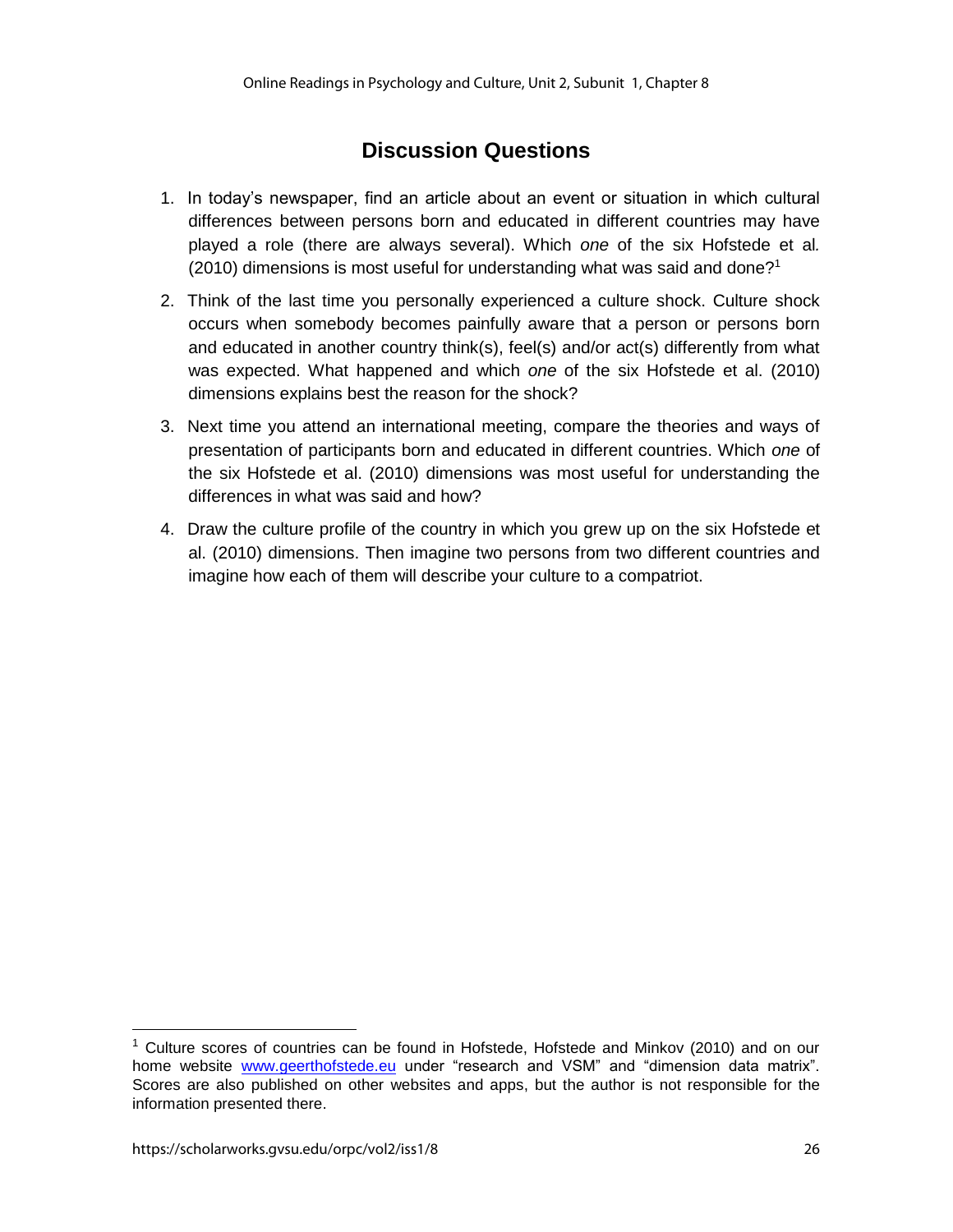## Discussion Questions

1. In today's newspaper, find an article about an event or situation in which cultural differences between persons born and educated in different countries may have played a role (there are always several). Which *one* of the six Hofstede et al*.* (2010) dimensions is most useful for understanding what was said and done?[1]
2. Think of the last time you personally experienced a culture shock. Culture shock occurs when somebody becomes painfully aware that a person or persons born and educated in another country think(s), feel(s) and/or act(s) differently from what was expected. What happened and which *one* of the six Hofstede et al. (2010) dimensions explains best the reason for the shock?
3. Next time you attend an international meeting, compare the theories and ways of presentation of participants born and educated in different countries. Which *one* of the six Hofstede et al. (2010) dimensions was most useful for understanding the differences in what was said and how?
4. Draw the culture profile of the country in which you grew up on the six Hofstede et al. (2010) dimensions. Then imagine two persons from two different countries and imagine how each of them will describe your culture to a compatriot.

[1] Culture scores of countries can be found in Hofstede, Hofstede and Minkov (2010) and on our home website www.geerthofstede.eu under "research and VSM" and "dimension data matrix". Scores are also published on other websites and apps, but the author is not responsible for the information presented there.